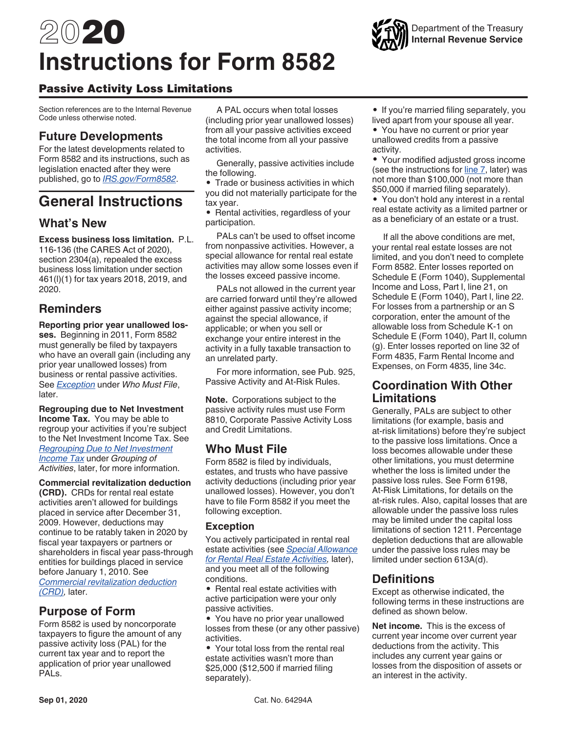# 2020 Instructions for Form 8582

Department of the Treasury
**Internal Revenue Service**

## Passive Activity Loss Limitations

Section references are to the Internal Revenue Code unless otherwise noted.

## Future Developments

For the latest developments related to Form 8582 and its instructions, such as legislation enacted after they were published, go to *IRS.gov/Form8582*.

# General Instructions

## What's New

**Excess business loss limitation.** P.L. 116-136 (the CARES Act of 2020), section 2304(a), repealed the excess business loss limitation under section 461(l)(1) for tax years 2018, 2019, and 2020.

## Reminders

**Reporting prior year unallowed losses.** Beginning in 2011, Form 8582 must generally be filed by taxpayers who have an overall gain (including any prior year unallowed losses) from business or rental passive activities. See *Exception* under *Who Must File*, later.

**Regrouping due to Net Investment Income Tax.** You may be able to regroup your activities if you're subject to the Net Investment Income Tax. See *Regrouping Due to Net Investment Income Tax* under *Grouping of Activities*, later, for more information.

**Commercial revitalization deduction (CRD).** CRDs for rental real estate activities aren't allowed for buildings placed in service after December 31, 2009. However, deductions may continue to be ratably taken in 2020 by fiscal year taxpayers or partners or shareholders in fiscal year pass-through entities for buildings placed in service before January 1, 2010. See *Commercial revitalization deduction (CRD)*, later.

## Purpose of Form

Form 8582 is used by noncorporate taxpayers to figure the amount of any passive activity loss (PAL) for the current tax year and to report the application of prior year unallowed PALs.

A PAL occurs when total losses (including prior year unallowed losses) from all your passive activities exceed the total income from all your passive activities.

Generally, passive activities include the following.

- Trade or business activities in which you did not materially participate for the tax year.
- Rental activities, regardless of your participation.

PALs can't be used to offset income from nonpassive activities. However, a special allowance for rental real estate activities may allow some losses even if the losses exceed passive income.

PALs not allowed in the current year are carried forward until they're allowed either against passive activity income; against the special allowance, if applicable; or when you sell or exchange your entire interest in the activity in a fully taxable transaction to an unrelated party.

For more information, see Pub. 925, Passive Activity and At-Risk Rules.

**Note.** Corporations subject to the passive activity rules must use Form 8810, Corporate Passive Activity Loss and Credit Limitations.

## Who Must File

Form 8582 is filed by individuals, estates, and trusts who have passive activity deductions (including prior year unallowed losses). However, you don't have to file Form 8582 if you meet the following exception.

### Exception

You actively participated in rental real estate activities (see *Special Allowance for Rental Real Estate Activities*, later), and you meet all of the following conditions.

- Rental real estate activities with active participation were your only passive activities.
- You have no prior year unallowed losses from these (or any other passive) activities.
- Your total loss from the rental real estate activities wasn't more than $25,000 ($12,500 if married filing separately).
- If you're married filing separately, you lived apart from your spouse all year.
- You have no current or prior year unallowed credits from a passive activity.
- Your modified adjusted gross income (see the instructions for line 7, later) was not more than $100,000 (not more than $50,000 if married filing separately).
- You don't hold any interest in a rental real estate activity as a limited partner or as a beneficiary of an estate or a trust.

If all the above conditions are met, your rental real estate losses are not limited, and you don't need to complete Form 8582. Enter losses reported on Schedule E (Form 1040), Supplemental Income and Loss, Part I, line 21, on Schedule E (Form 1040), Part I, line 22. For losses from a partnership or an S corporation, enter the allowable loss from Schedule K-1 on Schedule E (Form 1040), Part II, column (g). Enter losses reported on line 32 of Form 4835, Farm Rental Income and Expenses, on Form 4835, line 34c.

## Coordination With Other Limitations

Generally, PALs are subject to other limitations (for example, basis and at-risk limitations) before they're subject to the passive loss limitations. Once a loss becomes allowable under these other limitations, you must determine whether the loss is limited under the passive loss rules. See Form 6198, At-Risk Limitations, for details on the at-risk rules. Also, capital losses that are allowable under the passive loss rules may be limited under the capital loss limitations of section 1211. Percentage depletion deductions that are allowable under the passive loss rules may be limited under section 613A(d).

## Definitions

Except as otherwise indicated, the following terms in these instructions are defined as shown below.

**Net income.** This is the excess of current year income over current year deductions from the activity. This includes any current year gains or losses from the disposition of assets or an interest in the activity.

Sep 01, 2020 Cat. No. 64294A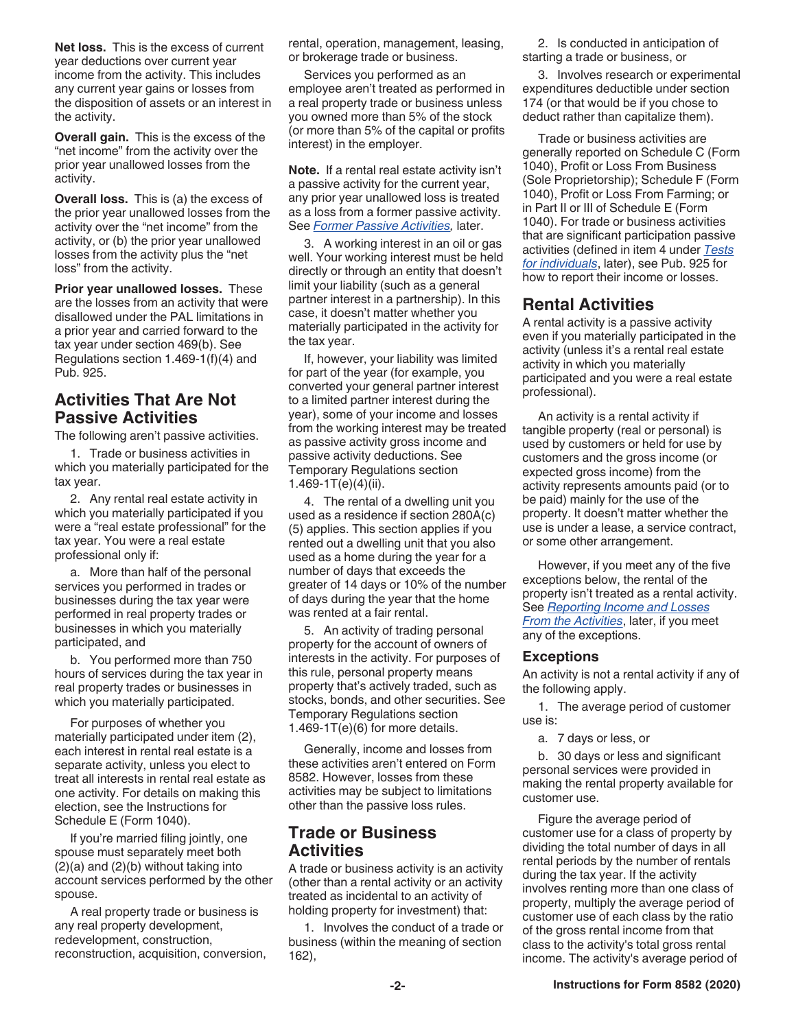**Net loss.** This is the excess of current year deductions over current year income from the activity. This includes any current year gains or losses from the disposition of assets or an interest in the activity.

**Overall gain.** This is the excess of the "net income" from the activity over the prior year unallowed losses from the activity.

**Overall loss.** This is (a) the excess of the prior year unallowed losses from the activity over the "net income" from the activity, or (b) the prior year unallowed losses from the activity plus the "net loss" from the activity.

**Prior year unallowed losses.** These are the losses from an activity that were disallowed under the PAL limitations in a prior year and carried forward to the tax year under section 469(b). See Regulations section 1.469-1(f)(4) and Pub. 925.

## Activities That Are Not Passive Activities

The following aren't passive activities.

1. Trade or business activities in which you materially participated for the tax year.

2. Any rental real estate activity in which you materially participated if you were a "real estate professional" for the tax year. You were a real estate professional only if:

a. More than half of the personal services you performed in trades or businesses during the tax year were performed in real property trades or businesses in which you materially participated, and

b. You performed more than 750 hours of services during the tax year in real property trades or businesses in which you materially participated.

For purposes of whether you materially participated under item (2), each interest in rental real estate is a separate activity, unless you elect to treat all interests in rental real estate as one activity. For details on making this election, see the Instructions for Schedule E (Form 1040).

If you're married filing jointly, one spouse must separately meet both (2)(a) and (2)(b) without taking into account services performed by the other spouse.

A real property trade or business is any real property development, redevelopment, construction, reconstruction, acquisition, conversion, rental, operation, management, leasing, or brokerage trade or business.

Services you performed as an employee aren't treated as performed in a real property trade or business unless you owned more than 5% of the stock (or more than 5% of the capital or profits interest) in the employer.

**Note.** If a rental real estate activity isn't a passive activity for the current year, any prior year unallowed loss is treated as a loss from a former passive activity. See *Former Passive Activities,* later.

3. A working interest in an oil or gas well. Your working interest must be held directly or through an entity that doesn't limit your liability (such as a general partner interest in a partnership). In this case, it doesn't matter whether you materially participated in the activity for the tax year.

If, however, your liability was limited for part of the year (for example, you converted your general partner interest to a limited partner interest during the year), some of your income and losses from the working interest may be treated as passive activity gross income and passive activity deductions. See Temporary Regulations section 1.469-1T(e)(4)(ii).

4. The rental of a dwelling unit you used as a residence if section 280A(c)(5) applies. This section applies if you rented out a dwelling unit that you also used as a home during the year for a number of days that exceeds the greater of 14 days or 10% of the number of days during the year that the home was rented at a fair rental.

5. An activity of trading personal property for the account of owners of interests in the activity. For purposes of this rule, personal property means property that's actively traded, such as stocks, bonds, and other securities. See Temporary Regulations section 1.469-1T(e)(6) for more details.

Generally, income and losses from these activities aren't entered on Form 8582. However, losses from these activities may be subject to limitations other than the passive loss rules.

## Trade or Business Activities

A trade or business activity is an activity (other than a rental activity or an activity treated as incidental to an activity of holding property for investment) that:

1. Involves the conduct of a trade or business (within the meaning of section 162),

2. Is conducted in anticipation of starting a trade or business, or

3. Involves research or experimental expenditures deductible under section 174 (or that would be if you chose to deduct rather than capitalize them).

Trade or business activities are generally reported on Schedule C (Form 1040), Profit or Loss From Business (Sole Proprietorship); Schedule F (Form 1040), Profit or Loss From Farming; or in Part II or III of Schedule E (Form 1040). For trade or business activities that are significant participation passive activities (defined in item 4 under *Tests for individuals*, later), see Pub. 925 for how to report their income or losses.

## Rental Activities

A rental activity is a passive activity even if you materially participated in the activity (unless it's a rental real estate activity in which you materially participated and you were a real estate professional).

An activity is a rental activity if tangible property (real or personal) is used by customers or held for use by customers and the gross income (or expected gross income) from the activity represents amounts paid (or to be paid) mainly for the use of the property. It doesn't matter whether the use is under a lease, a service contract, or some other arrangement.

However, if you meet any of the five exceptions below, the rental of the property isn't treated as a rental activity. See *Reporting Income and Losses From the Activities*, later, if you meet any of the exceptions.

### Exceptions

An activity is not a rental activity if any of the following apply.

1. The average period of customer use is:

a. 7 days or less, or

b. 30 days or less and significant personal services were provided in making the rental property available for customer use.

Figure the average period of customer use for a class of property by dividing the total number of days in all rental periods by the number of rentals during the tax year. If the activity involves renting more than one class of property, multiply the average period of customer use of each class by the ratio of the gross rental income from that class to the activity's total gross rental income. The activity's average period of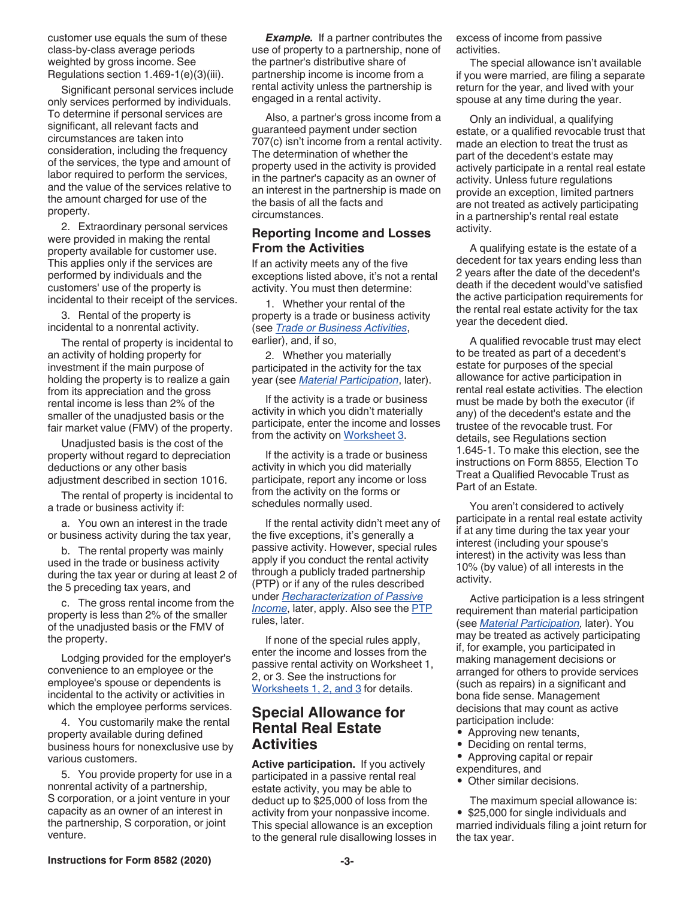customer use equals the sum of these class-by-class average periods weighted by gross income. See Regulations section 1.469-1(e)(3)(iii).

Significant personal services include only services performed by individuals. To determine if personal services are significant, all relevant facts and circumstances are taken into consideration, including the frequency of the services, the type and amount of labor required to perform the services, and the value of the services relative to the amount charged for use of the property.

2. Extraordinary personal services were provided in making the rental property available for customer use. This applies only if the services are performed by individuals and the customers' use of the property is incidental to their receipt of the services.

3. Rental of the property is incidental to a nonrental activity.

The rental of property is incidental to an activity of holding property for investment if the main purpose of holding the property is to realize a gain from its appreciation and the gross rental income is less than 2% of the smaller of the unadjusted basis or the fair market value (FMV) of the property.

Unadjusted basis is the cost of the property without regard to depreciation deductions or any other basis adjustment described in section 1016.

The rental of property is incidental to a trade or business activity if:

a. You own an interest in the trade or business activity during the tax year,

b. The rental property was mainly used in the trade or business activity during the tax year or during at least 2 of the 5 preceding tax years, and

c. The gross rental income from the property is less than 2% of the smaller of the unadjusted basis or the FMV of the property.

Lodging provided for the employer's convenience to an employee or the employee's spouse or dependents is incidental to the activity or activities in which the employee performs services.

4. You customarily make the rental property available during defined business hours for nonexclusive use by various customers.

5. You provide property for use in a nonrental activity of a partnership, S corporation, or a joint venture in your capacity as an owner of an interest in the partnership, S corporation, or joint venture.

***Example.*** If a partner contributes the use of property to a partnership, none of the partner's distributive share of partnership income is income from a rental activity unless the partnership is engaged in a rental activity.

Also, a partner's gross income from a guaranteed payment under section 707(c) isn't income from a rental activity. The determination of whether the property used in the activity is provided in the partner's capacity as an owner of an interest in the partnership is made on the basis of all the facts and circumstances.

### Reporting Income and Losses From the Activities

If an activity meets any of the five exceptions listed above, it's not a rental activity. You must then determine:

1. Whether your rental of the property is a trade or business activity (see *Trade or Business Activities*, earlier), and, if so,

2. Whether you materially participated in the activity for the tax year (see *Material Participation*, later).

If the activity is a trade or business activity in which you didn't materially participate, enter the income and losses from the activity on Worksheet 3.

If the activity is a trade or business activity in which you did materially participate, report any income or loss from the activity on the forms or schedules normally used.

If the rental activity didn't meet any of the five exceptions, it's generally a passive activity. However, special rules apply if you conduct the rental activity through a publicly traded partnership (PTP) or if any of the rules described under *Recharacterization of Passive Income*, later, apply. Also see the PTP rules, later.

If none of the special rules apply, enter the income and losses from the passive rental activity on Worksheet 1, 2, or 3. See the instructions for Worksheets 1, 2, and 3 for details.

## Special Allowance for Rental Real Estate Activities

**Active participation.** If you actively participated in a passive rental real estate activity, you may be able to deduct up to $25,000 of loss from the activity from your nonpassive income. This special allowance is an exception to the general rule disallowing losses in excess of income from passive activities.

The special allowance isn't available if you were married, are filing a separate return for the year, and lived with your spouse at any time during the year.

Only an individual, a qualifying estate, or a qualified revocable trust that made an election to treat the trust as part of the decedent's estate may actively participate in a rental real estate activity. Unless future regulations provide an exception, limited partners are not treated as actively participating in a partnership's rental real estate activity.

A qualifying estate is the estate of a decedent for tax years ending less than 2 years after the date of the decedent's death if the decedent would've satisfied the active participation requirements for the rental real estate activity for the tax year the decedent died.

A qualified revocable trust may elect to be treated as part of a decedent's estate for purposes of the special allowance for active participation in rental real estate activities. The election must be made by both the executor (if any) of the decedent's estate and the trustee of the revocable trust. For details, see Regulations section 1.645-1. To make this election, see the instructions on Form 8855, Election To Treat a Qualified Revocable Trust as Part of an Estate.

You aren't considered to actively participate in a rental real estate activity if at any time during the tax year your interest (including your spouse's interest) in the activity was less than 10% (by value) of all interests in the activity.

Active participation is a less stringent requirement than material participation (see *Material Participation,* later). You may be treated as actively participating if, for example, you participated in making management decisions or arranged for others to provide services (such as repairs) in a significant and bona fide sense. Management decisions that may count as active participation include:

- Approving new tenants,
- Deciding on rental terms,
- Approving capital or repair expenditures, and
- Other similar decisions.

The maximum special allowance is:

- $25,000 for single individuals and married individuals filing a joint return for the tax year.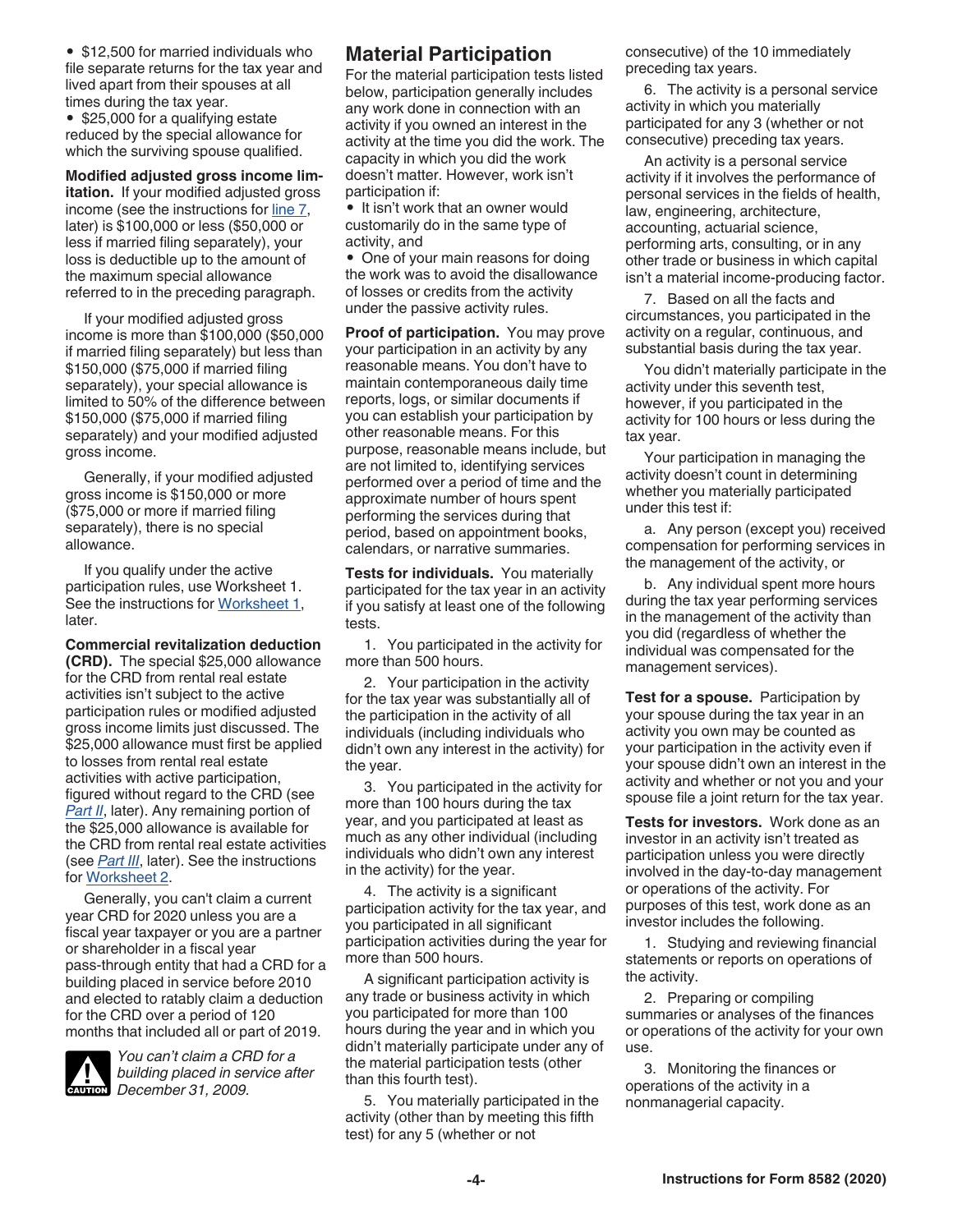- $12,500 for married individuals who file separate returns for the tax year and lived apart from their spouses at all times during the tax year.
- $25,000 for a qualifying estate reduced by the special allowance for which the surviving spouse qualified.

**Modified adjusted gross income limitation.** If your modified adjusted gross income (see the instructions for line 7, later) is $100,000 or less ($50,000 or less if married filing separately), your loss is deductible up to the amount of the maximum special allowance referred to in the preceding paragraph.

If your modified adjusted gross income is more than $100,000 ($50,000 if married filing separately) but less than $150,000 ($75,000 if married filing separately), your special allowance is limited to 50% of the difference between $150,000 ($75,000 if married filing separately) and your modified adjusted gross income.

Generally, if your modified adjusted gross income is $150,000 or more ($75,000 or more if married filing separately), there is no special allowance.

If you qualify under the active participation rules, use Worksheet 1. See the instructions for Worksheet 1, later.

**Commercial revitalization deduction (CRD).** The special $25,000 allowance for the CRD from rental real estate activities isn't subject to the active participation rules or modified adjusted gross income limits just discussed. The $25,000 allowance must first be applied to losses from rental real estate activities with active participation, figured without regard to the CRD (see *Part II*, later). Any remaining portion of the $25,000 allowance is available for the CRD from rental real estate activities (see *Part III*, later). See the instructions for Worksheet 2.

Generally, you can't claim a current year CRD for 2020 unless you are a fiscal year taxpayer or you are a partner or shareholder in a fiscal year pass-through entity that had a CRD for a building placed in service before 2010 and elected to ratably claim a deduction for the CRD over a period of 120 months that included all or part of 2019.

**CAUTION:** *You can't claim a CRD for a building placed in service after December 31, 2009.*

## Material Participation

For the material participation tests listed below, participation generally includes any work done in connection with an activity if you owned an interest in the activity at the time you did the work. The capacity in which you did the work doesn't matter. However, work isn't participation if:

- It isn't work that an owner would customarily do in the same type of activity, and
- One of your main reasons for doing the work was to avoid the disallowance of losses or credits from the activity under the passive activity rules.

**Proof of participation.** You may prove your participation in an activity by any reasonable means. You don't have to maintain contemporaneous daily time reports, logs, or similar documents if you can establish your participation by other reasonable means. For this purpose, reasonable means include, but are not limited to, identifying services performed over a period of time and the approximate number of hours spent performing the services during that period, based on appointment books, calendars, or narrative summaries.

**Tests for individuals.** You materially participated for the tax year in an activity if you satisfy at least one of the following tests.

1. You participated in the activity for more than 500 hours.

2. Your participation in the activity for the tax year was substantially all of the participation in the activity of all individuals (including individuals who didn't own any interest in the activity) for the year.

3. You participated in the activity for more than 100 hours during the tax year, and you participated at least as much as any other individual (including individuals who didn't own any interest in the activity) for the year.

4. The activity is a significant participation activity for the tax year, and you participated in all significant participation activities during the year for more than 500 hours.

A significant participation activity is any trade or business activity in which you participated for more than 100 hours during the year and in which you didn't materially participate under any of the material participation tests (other than this fourth test).

5. You materially participated in the activity (other than by meeting this fifth test) for any 5 (whether or not consecutive) of the 10 immediately preceding tax years.

6. The activity is a personal service activity in which you materially participated for any 3 (whether or not consecutive) preceding tax years.

An activity is a personal service activity if it involves the performance of personal services in the fields of health, law, engineering, architecture, accounting, actuarial science, performing arts, consulting, or in any other trade or business in which capital isn't a material income-producing factor.

7. Based on all the facts and circumstances, you participated in the activity on a regular, continuous, and substantial basis during the tax year.

You didn't materially participate in the activity under this seventh test, however, if you participated in the activity for 100 hours or less during the tax year.

Your participation in managing the activity doesn't count in determining whether you materially participated under this test if:

a. Any person (except you) received compensation for performing services in the management of the activity, or

b. Any individual spent more hours during the tax year performing services in the management of the activity than you did (regardless of whether the individual was compensated for the management services).

**Test for a spouse.** Participation by your spouse during the tax year in an activity you own may be counted as your participation in the activity even if your spouse didn't own an interest in the activity and whether or not you and your spouse file a joint return for the tax year.

**Tests for investors.** Work done as an investor in an activity isn't treated as participation unless you were directly involved in the day-to-day management or operations of the activity. For purposes of this test, work done as an investor includes the following.

1. Studying and reviewing financial statements or reports on operations of the activity.

2. Preparing or compiling summaries or analyses of the finances or operations of the activity for your own use.

3. Monitoring the finances or operations of the activity in a nonmanagerial capacity.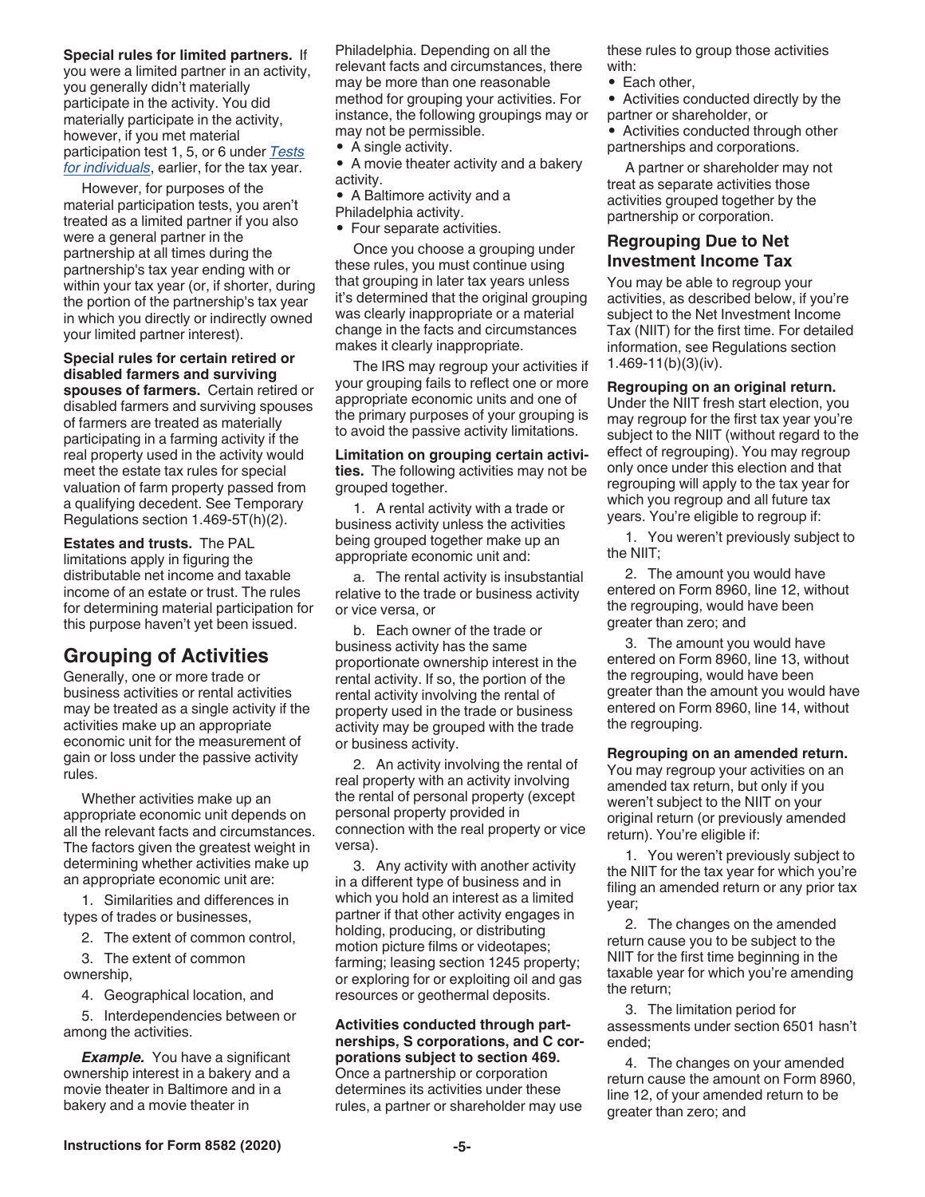**Special rules for limited partners.** If you were a limited partner in an activity, you generally didn't materially participate in the activity. You did materially participate in the activity, however, if you met material participation test 1, 5, or 6 under *Tests for individuals*, earlier, for the tax year.

However, for purposes of the material participation tests, you aren't treated as a limited partner if you also were a general partner in the partnership at all times during the partnership's tax year ending with or within your tax year (or, if shorter, during the portion of the partnership's tax year in which you directly or indirectly owned your limited partner interest).

**Special rules for certain retired or disabled farmers and surviving spouses of farmers.** Certain retired or disabled farmers and surviving spouses of farmers are treated as materially participating in a farming activity if the real property used in the activity would meet the estate tax rules for special valuation of farm property passed from a qualifying decedent. See Temporary Regulations section 1.469-5T(h)(2).

**Estates and trusts.** The PAL limitations apply in figuring the distributable net income and taxable income of an estate or trust. The rules for determining material participation for this purpose haven't yet been issued.

## Grouping of Activities

Generally, one or more trade or business activities or rental activities may be treated as a single activity if the activities make up an appropriate economic unit for the measurement of gain or loss under the passive activity rules.

Whether activities make up an appropriate economic unit depends on all the relevant facts and circumstances. The factors given the greatest weight in determining whether activities make up an appropriate economic unit are:

1. Similarities and differences in types of trades or businesses,
2. The extent of common control,
3. The extent of common ownership,
4. Geographical location, and
5. Interdependencies between or among the activities.

***Example.*** You have a significant ownership interest in a bakery and a movie theater in Baltimore and in a bakery and a movie theater in Philadelphia. Depending on all the relevant facts and circumstances, there may be more than one reasonable method for grouping your activities. For instance, the following groupings may or may not be permissible.

- A single activity.
- A movie theater activity and a bakery activity.
- A Baltimore activity and a Philadelphia activity.
- Four separate activities.

Once you choose a grouping under these rules, you must continue using that grouping in later tax years unless it's determined that the original grouping was clearly inappropriate or a material change in the facts and circumstances makes it clearly inappropriate.

The IRS may regroup your activities if your grouping fails to reflect one or more appropriate economic units and one of the primary purposes of your grouping is to avoid the passive activity limitations.

**Limitation on grouping certain activities.** The following activities may not be grouped together.

1. A rental activity with a trade or business activity unless the activities being grouped together make up an appropriate economic unit and:

   a. The rental activity is insubstantial relative to the trade or business activity or vice versa, or

   b. Each owner of the trade or business activity has the same proportionate ownership interest in the rental activity. If so, the portion of the rental activity involving the rental of property used in the trade or business activity may be grouped with the trade or business activity.

2. An activity involving the rental of real property with an activity involving the rental of personal property (except personal property provided in connection with the real property or vice versa).

3. Any activity with another activity in a different type of business and in which you hold an interest as a limited partner if that other activity engages in holding, producing, or distributing motion picture films or videotapes; farming; leasing section 1245 property; or exploring for or exploiting oil and gas resources or geothermal deposits.

**Activities conducted through partnerships, S corporations, and C corporations subject to section 469.** Once a partnership or corporation determines its activities under these rules, a partner or shareholder may use these rules to group those activities with:

- Each other,
- Activities conducted directly by the partner or shareholder, or
- Activities conducted through other partnerships and corporations.

A partner or shareholder may not treat as separate activities those activities grouped together by the partnership or corporation.

### Regrouping Due to Net Investment Income Tax

You may be able to regroup your activities, as described below, if you're subject to the Net Investment Income Tax (NIIT) for the first time. For detailed information, see Regulations section 1.469-11(b)(3)(iv).

**Regrouping on an original return.** Under the NIIT fresh start election, you may regroup for the first tax year you're subject to the NIIT (without regard to the effect of regrouping). You may regroup only once under this election and that regrouping will apply to the tax year for which you regroup and all future tax years. You're eligible to regroup if:

1. You weren't previously subject to the NIIT;
2. The amount you would have entered on Form 8960, line 12, without the regrouping, would have been greater than zero; and
3. The amount you would have entered on Form 8960, line 13, without the regrouping, would have been greater than the amount you would have entered on Form 8960, line 14, without the regrouping.

**Regrouping on an amended return.** You may regroup your activities on an amended tax return, but only if you weren't subject to the NIIT on your original return (or previously amended return). You're eligible if:

1. You weren't previously subject to the NIIT for the tax year for which you're filing an amended return or any prior tax year;
2. The changes on the amended return cause you to be subject to the NIIT for the first time beginning in the taxable year for which you're amending the return;
3. The limitation period for assessments under section 6501 hasn't ended;
4. The changes on your amended return cause the amount on Form 8960, line 12, of your amended return to be greater than zero; and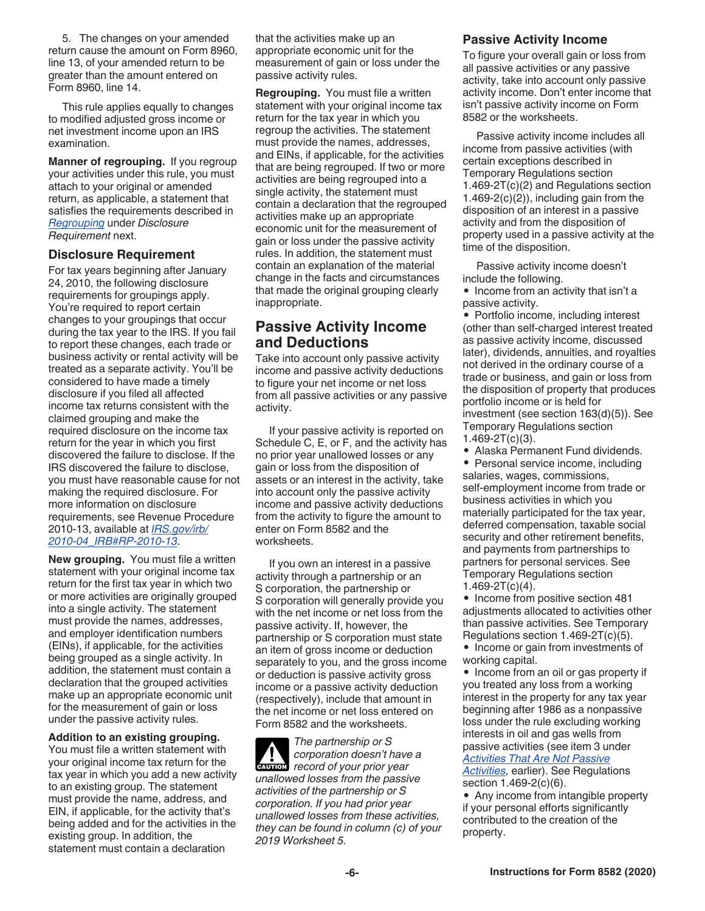5. The changes on your amended return cause the amount on Form 8960, line 13, of your amended return to be greater than the amount entered on Form 8960, line 14.

This rule applies equally to changes to modified adjusted gross income or net investment income upon an IRS examination.

**Manner of regrouping.** If you regroup your activities under this rule, you must attach to your original or amended return, as applicable, a statement that satisfies the requirements described in *Regrouping* under *Disclosure Requirement* next.

### Disclosure Requirement

For tax years beginning after January 24, 2010, the following disclosure requirements for groupings apply. You're required to report certain changes to your groupings that occur during the tax year to the IRS. If you fail to report these changes, each trade or business activity or rental activity will be treated as a separate activity. You'll be considered to have made a timely disclosure if you filed all affected income tax returns consistent with the claimed grouping and make the required disclosure on the income tax return for the year in which you first discovered the failure to disclose. If the IRS discovered the failure to disclose, you must have reasonable cause for not making the required disclosure. For more information on disclosure requirements, see Revenue Procedure 2010-13, available at *IRS.gov/irb/2010-04_IRB#RP-2010-13*.

**New grouping.** You must file a written statement with your original income tax return for the first tax year in which two or more activities are originally grouped into a single activity. The statement must provide the names, addresses, and employer identification numbers (EINs), if applicable, for the activities being grouped as a single activity. In addition, the statement must contain a declaration that the grouped activities make up an appropriate economic unit for the measurement of gain or loss under the passive activity rules.

**Addition to an existing grouping.** You must file a written statement with your original income tax return for the tax year in which you add a new activity to an existing group. The statement must provide the name, address, and EIN, if applicable, for the activity that's being added and for the activities in the existing group. In addition, the statement must contain a declaration that the activities make up an appropriate economic unit for the measurement of gain or loss under the passive activity rules.

**Regrouping.** You must file a written statement with your original income tax return for the tax year in which you regroup the activities. The statement must provide the names, addresses, and EINs, if applicable, for the activities that are being regrouped. If two or more activities are being regrouped into a single activity, the statement must contain a declaration that the regrouped activities make up an appropriate economic unit for the measurement of gain or loss under the passive activity rules. In addition, the statement must contain an explanation of the material change in the facts and circumstances that made the original grouping clearly inappropriate.

## Passive Activity Income and Deductions

Take into account only passive activity income and passive activity deductions to figure your net income or net loss from all passive activities or any passive activity.

If your passive activity is reported on Schedule C, E, or F, and the activity has no prior year unallowed losses or any gain or loss from the disposition of assets or an interest in the activity, take into account only the passive activity income and passive activity deductions from the activity to figure the amount to enter on Form 8582 and the worksheets.

If you own an interest in a passive activity through a partnership or an S corporation, the partnership or S corporation will generally provide you with the net income or net loss from the passive activity. If, however, the partnership or S corporation must state an item of gross income or deduction separately to you, and the gross income or deduction is passive activity gross income or a passive activity deduction (respectively), include that amount in the net income or net loss entered on Form 8582 and the worksheets.

**CAUTION:** *The partnership or S corporation doesn't have a record of your prior year unallowed losses from the passive activities of the partnership or S corporation. If you had prior year unallowed losses from these activities, they can be found in column (c) of your 2019 Worksheet 5.*

### Passive Activity Income

To figure your overall gain or loss from all passive activities or any passive activity, take into account only passive activity income. Don't enter income that isn't passive activity income on Form 8582 or the worksheets.

Passive activity income includes all income from passive activities (with certain exceptions described in Temporary Regulations section 1.469-2T(c)(2) and Regulations section 1.469-2(c)(2)), including gain from the disposition of an interest in a passive activity and from the disposition of property used in a passive activity at the time of the disposition.

Passive activity income doesn't include the following.

- Income from an activity that isn't a passive activity.
- Portfolio income, including interest (other than self-charged interest treated as passive activity income, discussed later), dividends, annuities, and royalties not derived in the ordinary course of a trade or business, and gain or loss from the disposition of property that produces portfolio income or is held for investment (see section 163(d)(5)). See Temporary Regulations section 1.469-2T(c)(3).
- Alaska Permanent Fund dividends.
- Personal service income, including salaries, wages, commissions, self-employment income from trade or business activities in which you materially participated for the tax year, deferred compensation, taxable social security and other retirement benefits, and payments from partnerships to partners for personal services. See Temporary Regulations section 1.469-2T(c)(4).
- Income from positive section 481 adjustments allocated to activities other than passive activities. See Temporary Regulations section 1.469-2T(c)(5).
- Income or gain from investments of working capital.
- Income from an oil or gas property if you treated any loss from a working interest in the property for any tax year beginning after 1986 as a nonpassive loss under the rule excluding working interests in oil and gas wells from passive activities (see item 3 under *Activities That Are Not Passive Activities,* earlier). See Regulations section 1.469-2(c)(6).
- Any income from intangible property if your personal efforts significantly contributed to the creation of the property.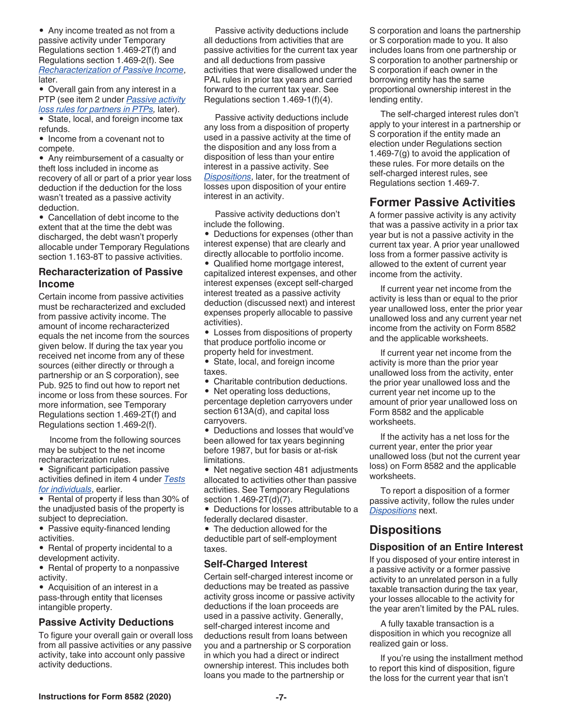- Any income treated as not from a passive activity under Temporary Regulations section 1.469-2T(f) and Regulations section 1.469-2(f). See *Recharacterization of Passive Income*, later.
- Overall gain from any interest in a PTP (see item 2 under *Passive activity loss rules for partners in PTPs,* later).
- State, local, and foreign income tax refunds.
- Income from a covenant not to compete.
- Any reimbursement of a casualty or theft loss included in income as recovery of all or part of a prior year loss deduction if the deduction for the loss wasn't treated as a passive activity deduction.
- Cancellation of debt income to the extent that at the time the debt was discharged, the debt wasn't properly allocable under Temporary Regulations section 1.163-8T to passive activities.

### Recharacterization of Passive Income

Certain income from passive activities must be recharacterized and excluded from passive activity income. The amount of income recharacterized equals the net income from the sources given below. If during the tax year you received net income from any of these sources (either directly or through a partnership or an S corporation), see Pub. 925 to find out how to report net income or loss from these sources. For more information, see Temporary Regulations section 1.469-2T(f) and Regulations section 1.469-2(f).

Income from the following sources may be subject to the net income recharacterization rules.

- Significant participation passive activities defined in item 4 under *Tests for individuals*, earlier.
- Rental of property if less than 30% of the unadjusted basis of the property is subject to depreciation.
- Passive equity-financed lending activities.
- Rental of property incidental to a development activity.
- Rental of property to a nonpassive activity.
- Acquisition of an interest in a pass-through entity that licenses intangible property.

### Passive Activity Deductions

To figure your overall gain or overall loss from all passive activities or any passive activity, take into account only passive activity deductions.

Passive activity deductions include all deductions from activities that are passive activities for the current tax year and all deductions from passive activities that were disallowed under the PAL rules in prior tax years and carried forward to the current tax year. See Regulations section 1.469-1(f)(4).

Passive activity deductions include any loss from a disposition of property used in a passive activity at the time of the disposition and any loss from a disposition of less than your entire interest in a passive activity. See *Dispositions*, later, for the treatment of losses upon disposition of your entire interest in an activity.

Passive activity deductions don't include the following.

- Deductions for expenses (other than interest expense) that are clearly and directly allocable to portfolio income.
- Qualified home mortgage interest, capitalized interest expenses, and other interest expenses (except self-charged interest treated as a passive activity deduction (discussed next) and interest expenses properly allocable to passive activities).
- Losses from dispositions of property that produce portfolio income or property held for investment.
- State, local, and foreign income taxes.
- Charitable contribution deductions.
- Net operating loss deductions, percentage depletion carryovers under section 613A(d), and capital loss carryovers.
- Deductions and losses that would've been allowed for tax years beginning before 1987, but for basis or at-risk limitations.
- Net negative section 481 adjustments allocated to activities other than passive activities. See Temporary Regulations section 1.469-2T(d)(7).
- Deductions for losses attributable to a federally declared disaster.
- The deduction allowed for the deductible part of self-employment taxes.

### Self-Charged Interest

Certain self-charged interest income or deductions may be treated as passive activity gross income or passive activity deductions if the loan proceeds are used in a passive activity. Generally, self-charged interest income and deductions result from loans between you and a partnership or S corporation in which you had a direct or indirect ownership interest. This includes both loans you made to the partnership or S corporation and loans the partnership or S corporation made to you. It also includes loans from one partnership or S corporation to another partnership or S corporation if each owner in the borrowing entity has the same proportional ownership interest in the lending entity.

The self-charged interest rules don't apply to your interest in a partnership or S corporation if the entity made an election under Regulations section 1.469-7(g) to avoid the application of these rules. For more details on the self-charged interest rules, see Regulations section 1.469-7.

## Former Passive Activities

A former passive activity is any activity that was a passive activity in a prior tax year but is not a passive activity in the current tax year. A prior year unallowed loss from a former passive activity is allowed to the extent of current year income from the activity.

If current year net income from the activity is less than or equal to the prior year unallowed loss, enter the prior year unallowed loss and any current year net income from the activity on Form 8582 and the applicable worksheets.

If current year net income from the activity is more than the prior year unallowed loss from the activity, enter the prior year unallowed loss and the current year net income up to the amount of prior year unallowed loss on Form 8582 and the applicable worksheets.

If the activity has a net loss for the current year, enter the prior year unallowed loss (but not the current year loss) on Form 8582 and the applicable worksheets.

To report a disposition of a former passive activity, follow the rules under *Dispositions* next.

## Dispositions

### Disposition of an Entire Interest

If you disposed of your entire interest in a passive activity or a former passive activity to an unrelated person in a fully taxable transaction during the tax year, your losses allocable to the activity for the year aren't limited by the PAL rules.

A fully taxable transaction is a disposition in which you recognize all realized gain or loss.

If you're using the installment method to report this kind of disposition, figure the loss for the current year that isn't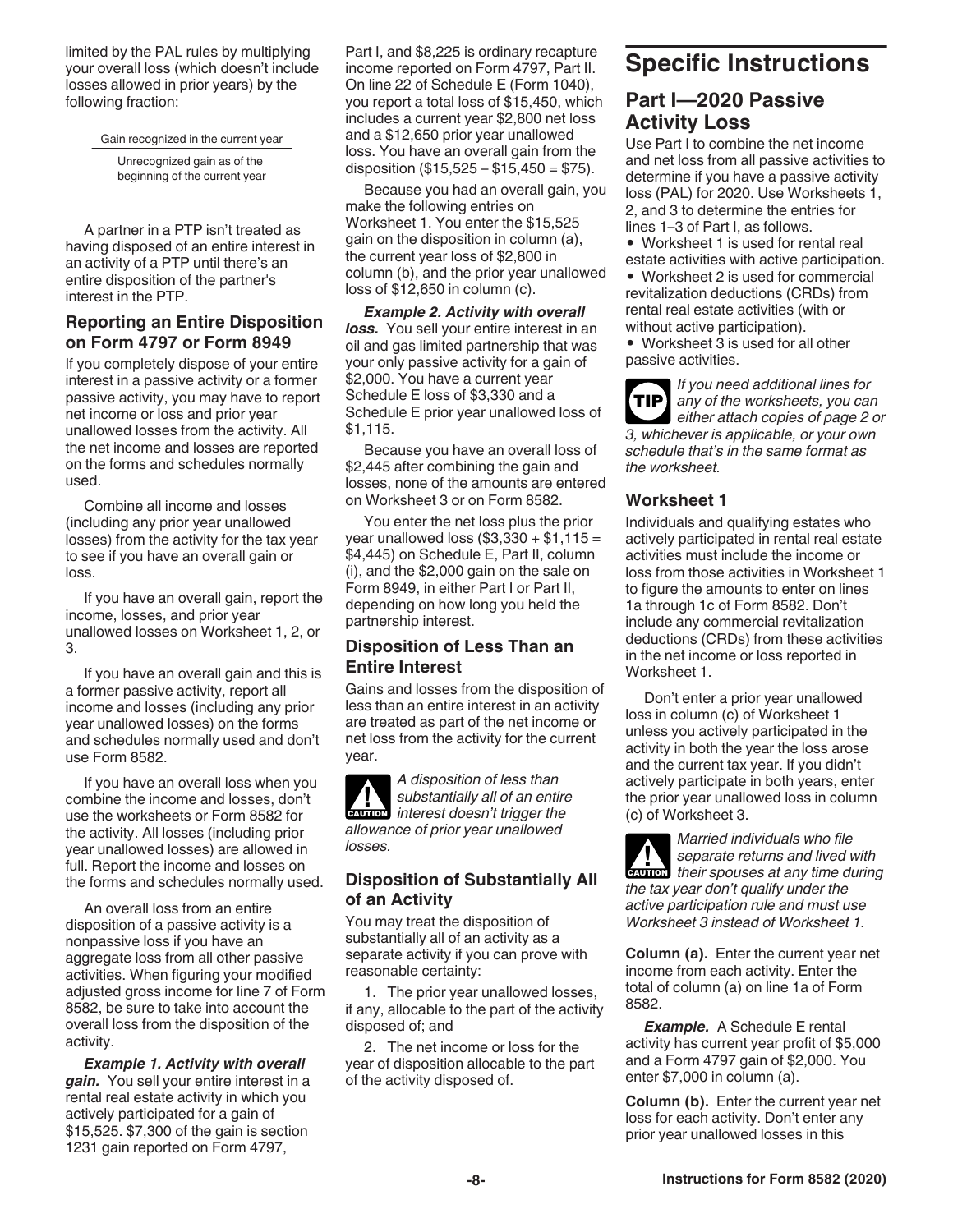limited by the PAL rules by multiplying your overall loss (which doesn't include losses allowed in prior years) by the following fraction:

$$\frac{\text{Gain recognized in the current year}}{\text{Unrecognized gain as of the beginning of the current year}}$$

A partner in a PTP isn't treated as having disposed of an entire interest in an activity of a PTP until there's an entire disposition of the partner's interest in the PTP.

### Reporting an Entire Disposition on Form 4797 or Form 8949

If you completely dispose of your entire interest in a passive activity or a former passive activity, you may have to report net income or loss and prior year unallowed losses from the activity. All the net income and losses are reported on the forms and schedules normally used.

Combine all income and losses (including any prior year unallowed losses) from the activity for the tax year to see if you have an overall gain or loss.

If you have an overall gain, report the income, losses, and prior year unallowed losses on Worksheet 1, 2, or 3.

If you have an overall gain and this is a former passive activity, report all income and losses (including any prior year unallowed losses) on the forms and schedules normally used and don't use Form 8582.

If you have an overall loss when you combine the income and losses, don't use the worksheets or Form 8582 for the activity. All losses (including prior year unallowed losses) are allowed in full. Report the income and losses on the forms and schedules normally used.

An overall loss from an entire disposition of a passive activity is a nonpassive loss if you have an aggregate loss from all other passive activities. When figuring your modified adjusted gross income for line 7 of Form 8582, be sure to take into account the overall loss from the disposition of the activity.

***Example 1. Activity with overall gain.*** You sell your entire interest in a rental real estate activity in which you actively participated for a gain of $15,525. $7,300 of the gain is section 1231 gain reported on Form 4797, Part I, and $8,225 is ordinary recapture income reported on Form 4797, Part II. On line 22 of Schedule E (Form 1040), you report a total loss of $15,450, which includes a current year $2,800 net loss and a $12,650 prior year unallowed loss. You have an overall gain from the disposition ($15,525 – $15,450 = $75).

Because you had an overall gain, you make the following entries on Worksheet 1. You enter the $15,525 gain on the disposition in column (a), the current year loss of $2,800 in column (b), and the prior year unallowed loss of $12,650 in column (c).

***Example 2. Activity with overall loss.*** You sell your entire interest in an oil and gas limited partnership that was your only passive activity for a gain of $2,000. You have a current year Schedule E loss of $3,330 and a Schedule E prior year unallowed loss of $1,115.

Because you have an overall loss of $2,445 after combining the gain and losses, none of the amounts are entered on Worksheet 3 or on Form 8582.

You enter the net loss plus the prior year unallowed loss ($3,330 + $1,115 = $4,445) on Schedule E, Part II, column (i), and the $2,000 gain on the sale on Form 8949, in either Part I or Part II, depending on how long you held the partnership interest.

### Disposition of Less Than an Entire Interest

Gains and losses from the disposition of less than an entire interest in an activity are treated as part of the net income or net loss from the activity for the current year.

**CAUTION** *A disposition of less than substantially all of an entire interest doesn't trigger the allowance of prior year unallowed losses.*

### Disposition of Substantially All of an Activity

You may treat the disposition of substantially all of an activity as a separate activity if you can prove with reasonable certainty:

1. The prior year unallowed losses, if any, allocable to the part of the activity disposed of; and

2. The net income or loss for the year of disposition allocable to the part of the activity disposed of.

# Specific Instructions

## Part I—2020 Passive Activity Loss

Use Part I to combine the net income and net loss from all passive activities to determine if you have a passive activity loss (PAL) for 2020. Use Worksheets 1, 2, and 3 to determine the entries for lines 1–3 of Part I, as follows.

- Worksheet 1 is used for rental real estate activities with active participation.
- Worksheet 2 is used for commercial revitalization deductions (CRDs) from rental real estate activities (with or without active participation).
- Worksheet 3 is used for all other passive activities.

**TIP** *If you need additional lines for any of the worksheets, you can either attach copies of page 2 or 3, whichever is applicable, or your own schedule that's in the same format as the worksheet.*

### Worksheet 1

Individuals and qualifying estates who actively participated in rental real estate activities must include the income or loss from those activities in Worksheet 1 to figure the amounts to enter on lines 1a through 1c of Form 8582. Don't include any commercial revitalization deductions (CRDs) from these activities in the net income or loss reported in Worksheet 1.

Don't enter a prior year unallowed loss in column (c) of Worksheet 1 unless you actively participated in the activity in both the year the loss arose and the current tax year. If you didn't actively participate in both years, enter the prior year unallowed loss in column (c) of Worksheet 3.

**CAUTION** *Married individuals who file separate returns and lived with their spouses at any time during the tax year don't qualify under the active participation rule and must use Worksheet 3 instead of Worksheet 1.*

**Column (a).** Enter the current year net income from each activity. Enter the total of column (a) on line 1a of Form 8582.

***Example.*** A Schedule E rental activity has current year profit of $5,000 and a Form 4797 gain of $2,000. You enter $7,000 in column (a).

**Column (b).** Enter the current year net loss for each activity. Don't enter any prior year unallowed losses in this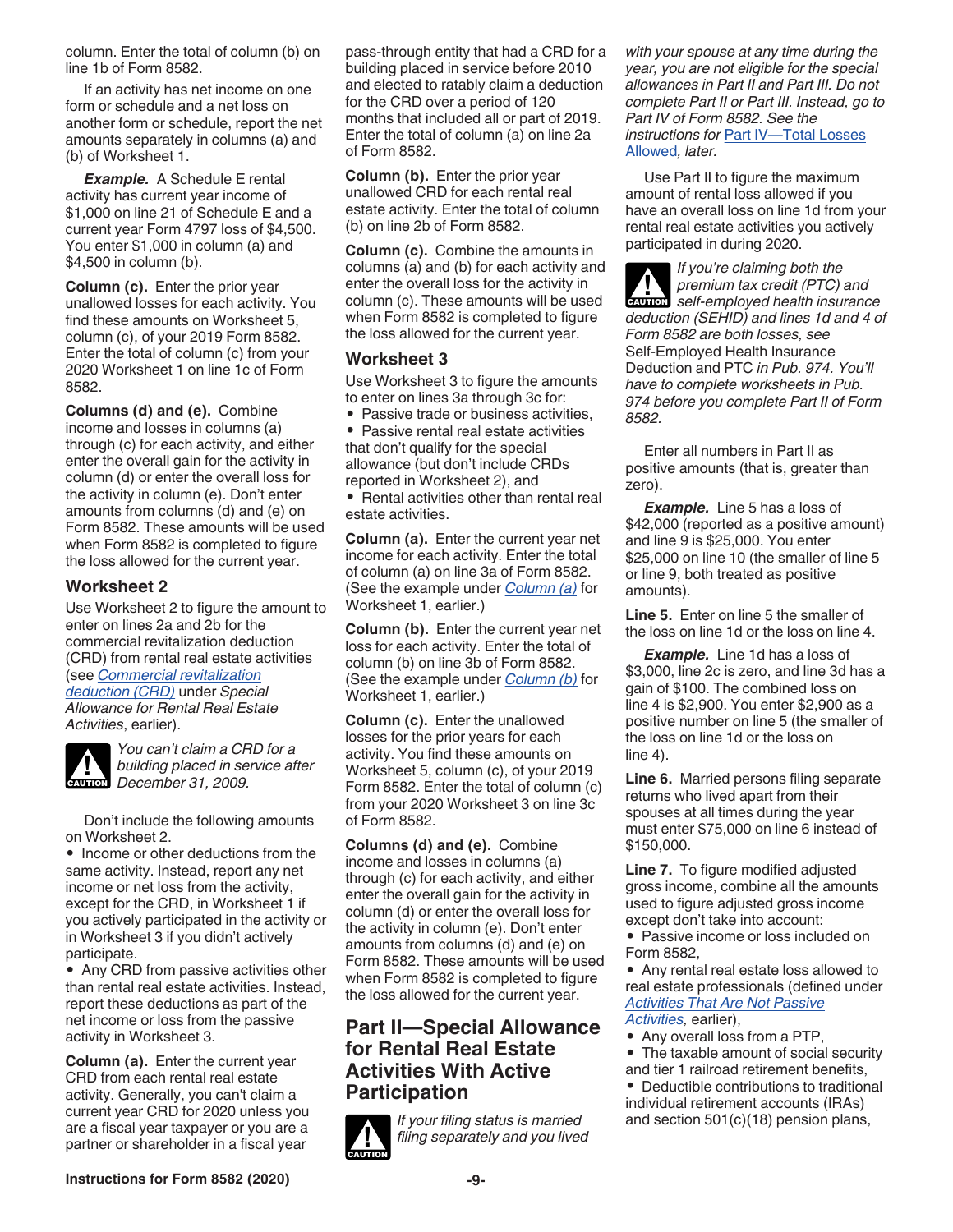column. Enter the total of column (b) on line 1b of Form 8582.

If an activity has net income on one form or schedule and a net loss on another form or schedule, report the net amounts separately in columns (a) and (b) of Worksheet 1.

***Example.*** A Schedule E rental activity has current year income of $1,000 on line 21 of Schedule E and a current year Form 4797 loss of $4,500. You enter $1,000 in column (a) and $4,500 in column (b).

**Column (c).** Enter the prior year unallowed losses for each activity. You find these amounts on Worksheet 5, column (c), of your 2019 Form 8582. Enter the total of column (c) from your 2020 Worksheet 1 on line 1c of Form 8582.

**Columns (d) and (e).** Combine income and losses in columns (a) through (c) for each activity, and either enter the overall gain for the activity in column (d) or enter the overall loss for the activity in column (e). Don't enter amounts from columns (d) and (e) on Form 8582. These amounts will be used when Form 8582 is completed to figure the loss allowed for the current year.

### Worksheet 2

Use Worksheet 2 to figure the amount to enter on lines 2a and 2b for the commercial revitalization deduction (CRD) from rental real estate activities (see *Commercial revitalization deduction (CRD)* under *Special Allowance for Rental Real Estate Activities*, earlier).

*CAUTION: You can't claim a CRD for a building placed in service after December 31, 2009.*

Don't include the following amounts on Worksheet 2.

- Income or other deductions from the same activity. Instead, report any net income or net loss from the activity, except for the CRD, in Worksheet 1 if you actively participated in the activity or in Worksheet 3 if you didn't actively participate.
- Any CRD from passive activities other than rental real estate activities. Instead, report these deductions as part of the net income or loss from the passive activity in Worksheet 3.

**Column (a).** Enter the current year CRD from each rental real estate activity. Generally, you can't claim a current year CRD for 2020 unless you are a fiscal year taxpayer or you are a partner or shareholder in a fiscal year pass-through entity that had a CRD for a building placed in service before 2010 and elected to ratably claim a deduction for the CRD over a period of 120 months that included all or part of 2019. Enter the total of column (a) on line 2a of Form 8582.

**Column (b).** Enter the prior year unallowed CRD for each rental real estate activity. Enter the total of column (b) on line 2b of Form 8582.

**Column (c).** Combine the amounts in columns (a) and (b) for each activity and enter the overall loss for the activity in column (c). These amounts will be used when Form 8582 is completed to figure the loss allowed for the current year.

### Worksheet 3

Use Worksheet 3 to figure the amounts to enter on lines 3a through 3c for:

- Passive trade or business activities,
- Passive rental real estate activities that don't qualify for the special allowance (but don't include CRDs reported in Worksheet 2), and
- Rental activities other than rental real estate activities.

**Column (a).** Enter the current year net income for each activity. Enter the total of column (a) on line 3a of Form 8582. (See the example under *Column (a)* for Worksheet 1, earlier.)

**Column (b).** Enter the current year net loss for each activity. Enter the total of column (b) on line 3b of Form 8582. (See the example under *Column (b)* for Worksheet 1, earlier.)

**Column (c).** Enter the unallowed losses for the prior years for each activity. You find these amounts on Worksheet 5, column (c), of your 2019 Form 8582. Enter the total of column (c) from your 2020 Worksheet 3 on line 3c of Form 8582.

**Columns (d) and (e).** Combine income and losses in columns (a) through (c) for each activity, and either enter the overall gain for the activity in column (d) or enter the overall loss for the activity in column (e). Don't enter amounts from columns (d) and (e) on Form 8582. These amounts will be used when Form 8582 is completed to figure the loss allowed for the current year.

## Part II—Special Allowance for Rental Real Estate Activities With Active Participation

*CAUTION: If your filing status is married filing separately and you lived with your spouse at any time during the year, you are not eligible for the special allowances in Part II and Part III. Do not complete Part II or Part III. Instead, go to Part IV of Form 8582. See the instructions for Part IV—Total Losses Allowed, later.*

Use Part II to figure the maximum amount of rental loss allowed if you have an overall loss on line 1d from your rental real estate activities you actively participated in during 2020.

*CAUTION: If you're claiming both the premium tax credit (PTC) and self-employed health insurance deduction (SEHID) and lines 1d and 4 of Form 8582 are both losses, see* Self-Employed Health Insurance Deduction and PTC *in Pub. 974. You'll have to complete worksheets in Pub. 974 before you complete Part II of Form 8582.*

Enter all numbers in Part II as positive amounts (that is, greater than zero).

***Example.*** Line 5 has a loss of $42,000 (reported as a positive amount) and line 9 is $25,000. You enter $25,000 on line 10 (the smaller of line 5 or line 9, both treated as positive amounts).

**Line 5.** Enter on line 5 the smaller of the loss on line 1d or the loss on line 4.

***Example.*** Line 1d has a loss of $3,000, line 2c is zero, and line 3d has a gain of $100. The combined loss on line 4 is $2,900. You enter $2,900 as a positive number on line 5 (the smaller of the loss on line 1d or the loss on line 4).

**Line 6.** Married persons filing separate returns who lived apart from their spouses at all times during the year must enter $75,000 on line 6 instead of $150,000.

**Line 7.** To figure modified adjusted gross income, combine all the amounts used to figure adjusted gross income except don't take into account:

- Passive income or loss included on Form 8582,
- Any rental real estate loss allowed to real estate professionals (defined under *Activities That Are Not Passive Activities*, earlier),
- Any overall loss from a PTP,
- The taxable amount of social security and tier 1 railroad retirement benefits,
- Deductible contributions to traditional individual retirement accounts (IRAs) and section 501(c)(18) pension plans,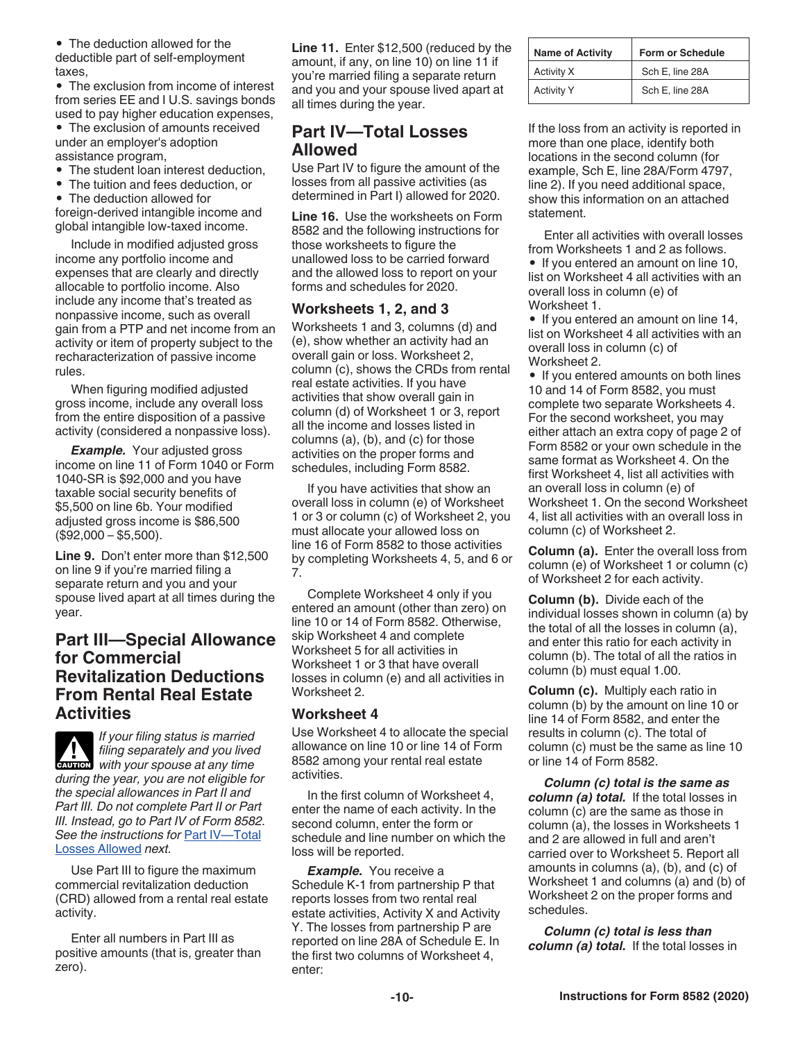- The deduction allowed for the deductible part of self-employment taxes,
- The exclusion from income of interest from series EE and I U.S. savings bonds used to pay higher education expenses,
- The exclusion of amounts received under an employer's adoption assistance program,
- The student loan interest deduction,
- The tuition and fees deduction, or
- The deduction allowed for foreign-derived intangible income and global intangible low-taxed income.

Include in modified adjusted gross income any portfolio income and expenses that are clearly and directly allocable to portfolio income. Also include any income that's treated as nonpassive income, such as overall gain from a PTP and net income from an activity or item of property subject to the recharacterization of passive income rules.

When figuring modified adjusted gross income, include any overall loss from the entire disposition of a passive activity (considered a nonpassive loss).

***Example.*** Your adjusted gross income on line 11 of Form 1040 or Form 1040-SR is $92,000 and you have taxable social security benefits of $5,500 on line 6b. Your modified adjusted gross income is $86,500 ($92,000 – $5,500).

**Line 9.** Don't enter more than $12,500 on line 9 if you're married filing a separate return and you and your spouse lived apart at all times during the year.

## Part III—Special Allowance for Commercial Revitalization Deductions From Rental Real Estate Activities

**CAUTION** *If your filing status is married filing separately and you lived with your spouse at any time during the year, you are not eligible for the special allowances in Part II and Part III. Do not complete Part II or Part III. Instead, go to Part IV of Form 8582. See the instructions for Part IV—Total Losses Allowed next.*

Use Part III to figure the maximum commercial revitalization deduction (CRD) allowed from a rental real estate activity.

Enter all numbers in Part III as positive amounts (that is, greater than zero).

**Line 11.** Enter $12,500 (reduced by the amount, if any, on line 10) on line 11 if you're married filing a separate return and you and your spouse lived apart at all times during the year.

## Part IV—Total Losses Allowed

Use Part IV to figure the amount of the losses from all passive activities (as determined in Part I) allowed for 2020.

**Line 16.** Use the worksheets on Form 8582 and the following instructions for those worksheets to figure the unallowed loss to be carried forward and the allowed loss to report on your forms and schedules for 2020.

### Worksheets 1, 2, and 3

Worksheets 1 and 3, columns (d) and (e), show whether an activity had an overall gain or loss. Worksheet 2, column (c), shows the CRDs from rental real estate activities. If you have activities that show overall gain in column (d) of Worksheet 1 or 3, report all the income and losses listed in columns (a), (b), and (c) for those activities on the proper forms and schedules, including Form 8582.

If you have activities that show an overall loss in column (e) of Worksheet 1 or 3 or column (c) of Worksheet 2, you must allocate your allowed loss on line 16 of Form 8582 to those activities by completing Worksheets 4, 5, and 6 or 7.

Complete Worksheet 4 only if you entered an amount (other than zero) on line 10 or 14 of Form 8582. Otherwise, skip Worksheet 4 and complete Worksheet 5 for all activities in Worksheet 1 or 3 that have overall losses in column (e) and all activities in Worksheet 2.

### Worksheet 4

Use Worksheet 4 to allocate the special allowance on line 10 or line 14 of Form 8582 among your rental real estate activities.

In the first column of Worksheet 4, enter the name of each activity. In the second column, enter the form or schedule and line number on which the loss will be reported.

***Example.*** You receive a Schedule K-1 from partnership P that reports losses from two rental real estate activities, Activity X and Activity Y. The losses from partnership P are reported on line 28A of Schedule E. In the first two columns of Worksheet 4, enter:

| Name of Activity | Form or Schedule |
|---|---|
| Activity X | Sch E, line 28A |
| Activity Y | Sch E, line 28A |

If the loss from an activity is reported in more than one place, identify both locations in the second column (for example, Sch E, line 28A/Form 4797, line 2). If you need additional space, show this information on an attached statement.

Enter all activities with overall losses from Worksheets 1 and 2 as follows.

- If you entered an amount on line 10, list on Worksheet 4 all activities with an overall loss in column (e) of Worksheet 1.
- If you entered an amount on line 14, list on Worksheet 4 all activities with an overall loss in column (c) of Worksheet 2.
- If you entered amounts on both lines 10 and 14 of Form 8582, you must complete two separate Worksheets 4. For the second worksheet, you may either attach an extra copy of page 2 of Form 8582 or your own schedule in the same format as Worksheet 4. On the first Worksheet 4, list all activities with an overall loss in column (e) of Worksheet 1. On the second Worksheet 4, list all activities with an overall loss in column (c) of Worksheet 2.

**Column (a).** Enter the overall loss from column (e) of Worksheet 1 or column (c) of Worksheet 2 for each activity.

**Column (b).** Divide each of the individual losses shown in column (a) by the total of all the losses in column (a), and enter this ratio for each activity in column (b). The total of all the ratios in column (b) must equal 1.00.

**Column (c).** Multiply each ratio in column (b) by the amount on line 10 or line 14 of Form 8582, and enter the results in column (c). The total of column (c) must be the same as line 10 or line 14 of Form 8582.

***Column (c) total is the same as column (a) total.*** If the total losses in column (c) are the same as those in column (a), the losses in Worksheets 1 and 2 are allowed in full and aren't carried over to Worksheet 5. Report all amounts in columns (a), (b), and (c) of Worksheet 1 and columns (a) and (b) of Worksheet 2 on the proper forms and schedules.

***Column (c) total is less than column (a) total.*** If the total losses in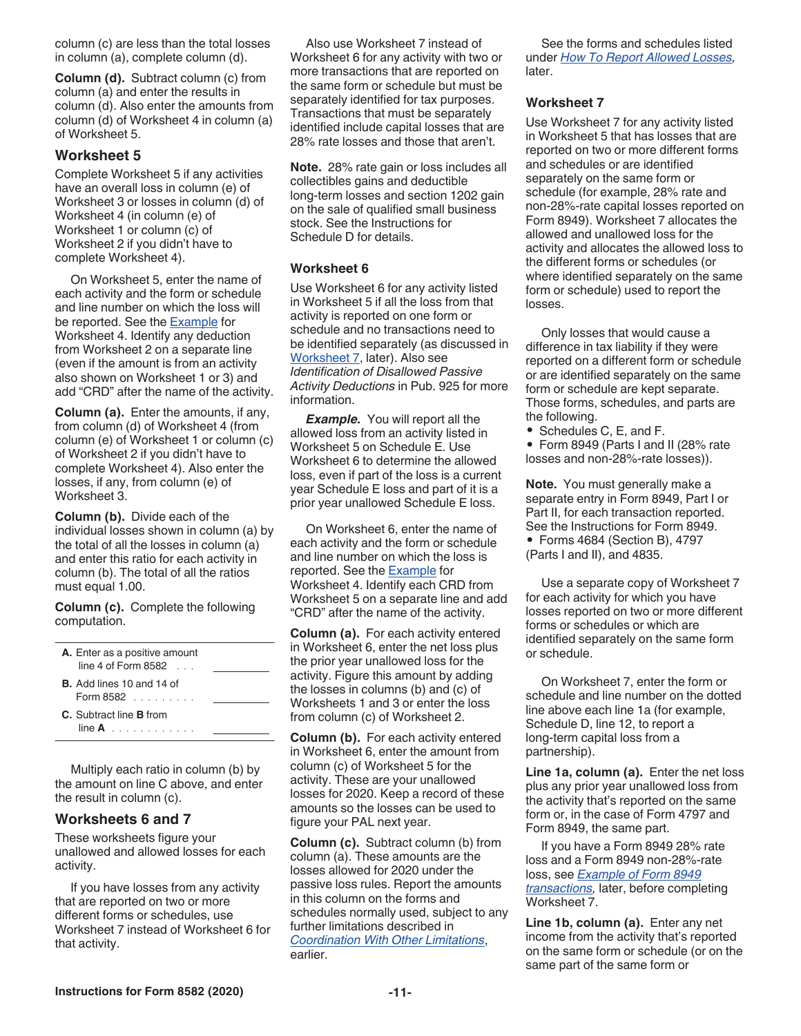column (c) are less than the total losses in column (a), complete column (d).

**Column (d).** Subtract column (c) from column (a) and enter the results in column (d). Also enter the amounts from column (d) of Worksheet 4 in column (a) of Worksheet 5.

## Worksheet 5

Complete Worksheet 5 if any activities have an overall loss in column (e) of Worksheet 3 or losses in column (d) of Worksheet 4 (in column (e) of Worksheet 1 or column (c) of Worksheet 2 if you didn't have to complete Worksheet 4).

On Worksheet 5, enter the name of each activity and the form or schedule and line number on which the loss will be reported. See the Example for Worksheet 4. Identify any deduction from Worksheet 2 on a separate line (even if the amount is from an activity also shown on Worksheet 1 or 3) and add "CRD" after the name of the activity.

**Column (a).** Enter the amounts, if any, from column (d) of Worksheet 4 (from column (e) of Worksheet 1 or column (c) of Worksheet 2 if you didn't have to complete Worksheet 4). Also enter the losses, if any, from column (e) of Worksheet 3.

**Column (b).** Divide each of the individual losses shown in column (a) by the total of all the losses in column (a) and enter this ratio for each activity in column (b). The total of all the ratios must equal 1.00.

**Column (c).** Complete the following computation.

| | |
|---|---|
| **A.** Enter as a positive amount line 4 of Form 8582 . . . | |
| **B.** Add lines 10 and 14 of Form 8582 . . . . . . . . . | |
| **C.** Subtract line **B** from line **A** . . . . . . . . . . . . | |

Multiply each ratio in column (b) by the amount on line C above, and enter the result in column (c).

## Worksheets 6 and 7

These worksheets figure your unallowed and allowed losses for each activity.

If you have losses from any activity that are reported on two or more different forms or schedules, use Worksheet 7 instead of Worksheet 6 for that activity.

Also use Worksheet 7 instead of Worksheet 6 for any activity with two or more transactions that are reported on the same form or schedule but must be separately identified for tax purposes. Transactions that must be separately identified include capital losses that are 28% rate losses and those that aren't.

**Note.** 28% rate gain or loss includes all collectibles gains and deductible long-term losses and section 1202 gain on the sale of qualified small business stock. See the Instructions for Schedule D for details.

## Worksheet 6

Use Worksheet 6 for any activity listed in Worksheet 5 if all the loss from that activity is reported on one form or schedule and no transactions need to be identified separately (as discussed in Worksheet 7, later). Also see *Identification of Disallowed Passive Activity Deductions* in Pub. 925 for more information.

***Example.*** You will report all the allowed loss from an activity listed in Worksheet 5 on Schedule E. Use Worksheet 6 to determine the allowed loss, even if part of the loss is a current year Schedule E loss and part of it is a prior year unallowed Schedule E loss.

On Worksheet 6, enter the name of each activity and the form or schedule and line number on which the loss is reported. See the Example for Worksheet 4. Identify each CRD from Worksheet 5 on a separate line and add "CRD" after the name of the activity.

**Column (a).** For each activity entered in Worksheet 6, enter the net loss plus the prior year unallowed loss for the activity. Figure this amount by adding the losses in columns (b) and (c) of Worksheets 1 and 3 or enter the loss from column (c) of Worksheet 2.

**Column (b).** For each activity entered in Worksheet 6, enter the amount from column (c) of Worksheet 5 for the activity. These are your unallowed losses for 2020. Keep a record of these amounts so the losses can be used to figure your PAL next year.

**Column (c).** Subtract column (b) from column (a). These amounts are the losses allowed for 2020 under the passive loss rules. Report the amounts in this column on the forms and schedules normally used, subject to any further limitations described in *Coordination With Other Limitations*, earlier.

See the forms and schedules listed under *How To Report Allowed Losses*, later.

## Worksheet 7

Use Worksheet 7 for any activity listed in Worksheet 5 that has losses that are reported on two or more different forms and schedules or are identified separately on the same form or schedule (for example, 28% rate and non-28%-rate capital losses reported on Form 8949). Worksheet 7 allocates the allowed and unallowed loss for the activity and allocates the allowed loss to the different forms or schedules (or where identified separately on the same form or schedule) used to report the losses.

Only losses that would cause a difference in tax liability if they were reported on a different form or schedule or are identified separately on the same form or schedule are kept separate. Those forms, schedules, and parts are the following.

- Schedules C, E, and F.
- Form 8949 (Parts I and II (28% rate losses and non-28%-rate losses)).

**Note.** You must generally make a separate entry in Form 8949, Part I or Part II, for each transaction reported. See the Instructions for Form 8949.

- Forms 4684 (Section B), 4797 (Parts I and II), and 4835.

Use a separate copy of Worksheet 7 for each activity for which you have losses reported on two or more different forms or schedules or which are identified separately on the same form or schedule.

On Worksheet 7, enter the form or schedule and line number on the dotted line above each line 1a (for example, Schedule D, line 12, to report a long-term capital loss from a partnership).

**Line 1a, column (a).** Enter the net loss plus any prior year unallowed loss from the activity that's reported on the same form or, in the case of Form 4797 and Form 8949, the same part.

If you have a Form 8949 28% rate loss and a Form 8949 non-28%-rate loss, see *Example of Form 8949 transactions,* later, before completing Worksheet 7.

**Line 1b, column (a).** Enter any net income from the activity that's reported on the same form or schedule (or on the same part of the same form or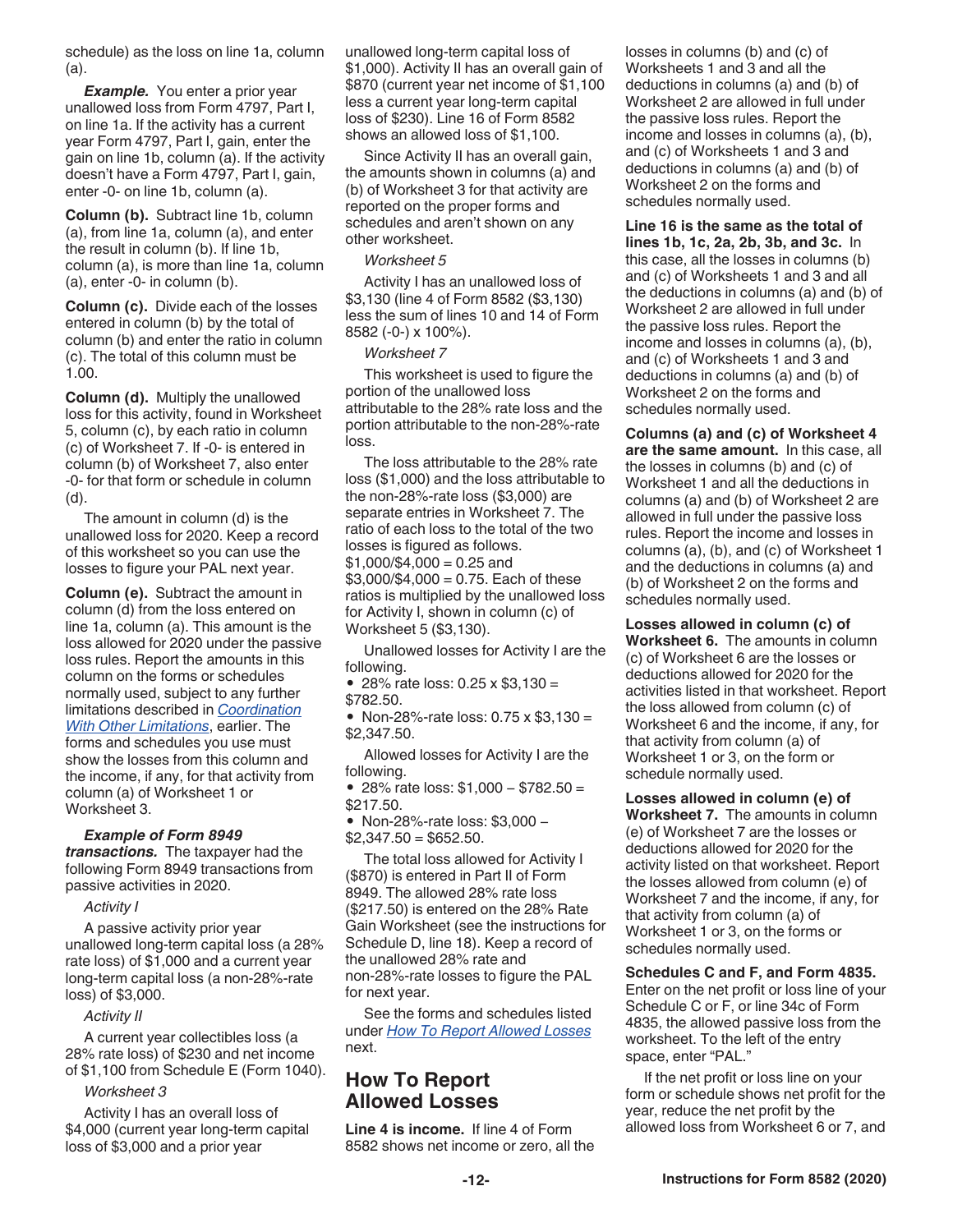schedule) as the loss on line 1a, column (a).

***Example.*** You enter a prior year unallowed loss from Form 4797, Part I, on line 1a. If the activity has a current year Form 4797, Part I, gain, enter the gain on line 1b, column (a). If the activity doesn't have a Form 4797, Part I, gain, enter -0- on line 1b, column (a).

**Column (b).** Subtract line 1b, column (a), from line 1a, column (a), and enter the result in column (b). If line 1b, column (a), is more than line 1a, column (a), enter -0- in column (b).

**Column (c).** Divide each of the losses entered in column (b) by the total of column (b) and enter the ratio in column (c). The total of this column must be 1.00.

**Column (d).** Multiply the unallowed loss for this activity, found in Worksheet 5, column (c), by each ratio in column (c) of Worksheet 7. If -0- is entered in column (b) of Worksheet 7, also enter -0- for that form or schedule in column (d).

The amount in column (d) is the unallowed loss for 2020. Keep a record of this worksheet so you can use the losses to figure your PAL next year.

**Column (e).** Subtract the amount in column (d) from the loss entered on line 1a, column (a). This amount is the loss allowed for 2020 under the passive loss rules. Report the amounts in this column on the forms or schedules normally used, subject to any further limitations described in *Coordination With Other Limitations*, earlier. The forms and schedules you use must show the losses from this column and the income, if any, for that activity from column (a) of Worksheet 1 or Worksheet 3.

***Example of Form 8949 transactions.*** The taxpayer had the following Form 8949 transactions from passive activities in 2020.

*Activity I*

A passive activity prior year unallowed long-term capital loss (a 28% rate loss) of $1,000 and a current year long-term capital loss (a non-28%-rate loss) of $3,000.

*Activity II*

A current year collectibles loss (a 28% rate loss) of $230 and net income of $1,100 from Schedule E (Form 1040).

*Worksheet 3*

Activity I has an overall loss of $4,000 (current year long-term capital loss of $3,000 and a prior year unallowed long-term capital loss of $1,000). Activity II has an overall gain of $870 (current year net income of $1,100 less a current year long-term capital loss of $230). Line 16 of Form 8582 shows an allowed loss of $1,100.

Since Activity II has an overall gain, the amounts shown in columns (a) and (b) of Worksheet 3 for that activity are reported on the proper forms and schedules and aren't shown on any other worksheet.

*Worksheet 5*

Activity I has an unallowed loss of $3,130 (line 4 of Form 8582 ($3,130) less the sum of lines 10 and 14 of Form 8582 (-0-) x 100%).

*Worksheet 7*

This worksheet is used to figure the portion of the unallowed loss attributable to the 28% rate loss and the portion attributable to the non-28%-rate loss.

The loss attributable to the 28% rate loss ($1,000) and the loss attributable to the non-28%-rate loss ($3,000) are separate entries in Worksheet 7. The ratio of each loss to the total of the two losses is figured as follows.
$1,000/$4,000 = 0.25 and
$3,000/$4,000 = 0.75. Each of these ratios is multiplied by the unallowed loss for Activity I, shown in column (c) of Worksheet 5 ($3,130).

Unallowed losses for Activity I are the following.

- 28% rate loss: 0.25 x $3,130 = $782.50.
- Non-28%-rate loss: 0.75 x $3,130 = $2,347.50.

Allowed losses for Activity I are the following.

- 28% rate loss: $1,000 – $782.50 = $217.50.
- Non-28%-rate loss: $3,000 – $2,347.50 = $652.50.

The total loss allowed for Activity I ($870) is entered in Part II of Form 8949. The allowed 28% rate loss ($217.50) is entered on the 28% Rate Gain Worksheet (see the instructions for Schedule D, line 18). Keep a record of the unallowed 28% rate and non-28%-rate losses to figure the PAL for next year.

See the forms and schedules listed under *How To Report Allowed Losses* next.

## How To Report Allowed Losses

**Line 4 is income.** If line 4 of Form 8582 shows net income or zero, all the losses in columns (b) and (c) of Worksheets 1 and 3 and all the deductions in columns (a) and (b) of Worksheet 2 are allowed in full under the passive loss rules. Report the income and losses in columns (a), (b), and (c) of Worksheets 1 and 3 and deductions in columns (a) and (b) of Worksheet 2 on the forms and schedules normally used.

**Line 16 is the same as the total of lines 1b, 1c, 2a, 2b, 3b, and 3c.** In this case, all the losses in columns (b) and (c) of Worksheets 1 and 3 and all the deductions in columns (a) and (b) of Worksheet 2 are allowed in full under the passive loss rules. Report the income and losses in columns (a), (b), and (c) of Worksheets 1 and 3 and deductions in columns (a) and (b) of Worksheet 2 on the forms and schedules normally used.

**Columns (a) and (c) of Worksheet 4 are the same amount.** In this case, all the losses in columns (b) and (c) of Worksheet 1 and all the deductions in columns (a) and (b) of Worksheet 2 are allowed in full under the passive loss rules. Report the income and losses in columns (a), (b), and (c) of Worksheet 1 and the deductions in columns (a) and (b) of Worksheet 2 on the forms and schedules normally used.

**Losses allowed in column (c) of Worksheet 6.** The amounts in column (c) of Worksheet 6 are the losses or deductions allowed for 2020 for the activities listed in that worksheet. Report the loss allowed from column (c) of Worksheet 6 and the income, if any, for that activity from column (a) of Worksheet 1 or 3, on the form or schedule normally used.

**Losses allowed in column (e) of Worksheet 7.** The amounts in column (e) of Worksheet 7 are the losses or deductions allowed for 2020 for the activity listed on that worksheet. Report the losses allowed from column (e) of Worksheet 7 and the income, if any, for that activity from column (a) of Worksheet 1 or 3, on the forms or schedules normally used.

**Schedules C and F, and Form 4835.** Enter on the net profit or loss line of your Schedule C or F, or line 34c of Form 4835, the allowed passive loss from the worksheet. To the left of the entry space, enter "PAL."

If the net profit or loss line on your form or schedule shows net profit for the year, reduce the net profit by the allowed loss from Worksheet 6 or 7, and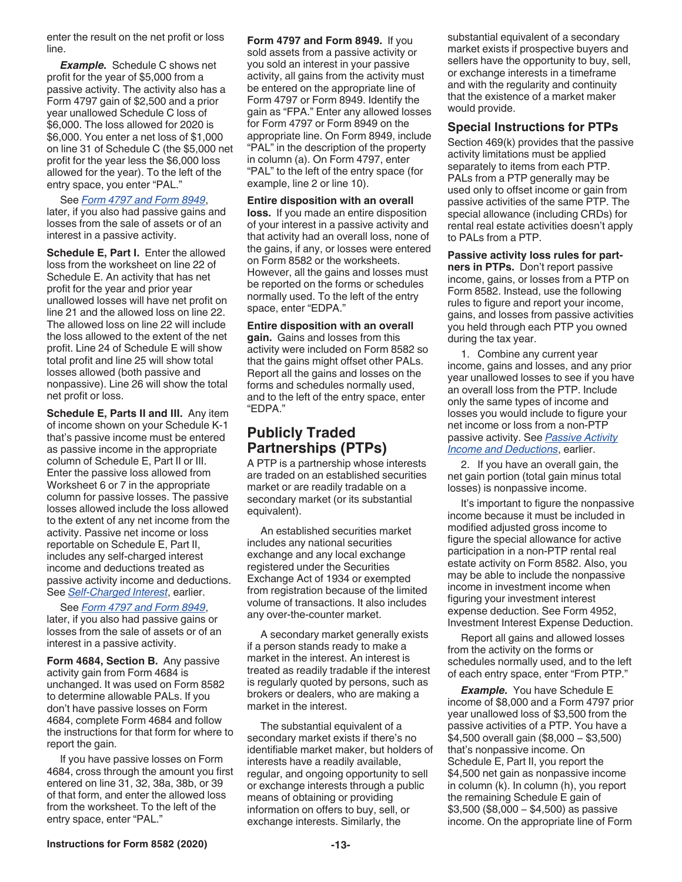enter the result on the net profit or loss line.

***Example.*** Schedule C shows net profit for the year of $5,000 from a passive activity. The activity also has a Form 4797 gain of $2,500 and a prior year unallowed Schedule C loss of $6,000. The loss allowed for 2020 is $6,000. You enter a net loss of $1,000 on line 31 of Schedule C (the $5,000 net profit for the year less the $6,000 loss allowed for the year). To the left of the entry space, you enter "PAL."

See *Form 4797 and Form 8949*, later, if you also had passive gains and losses from the sale of assets or of an interest in a passive activity.

**Schedule E, Part I.** Enter the allowed loss from the worksheet on line 22 of Schedule E. An activity that has net profit for the year and prior year unallowed losses will have net profit on line 21 and the allowed loss on line 22. The allowed loss on line 22 will include the loss allowed to the extent of the net profit. Line 24 of Schedule E will show total profit and line 25 will show total losses allowed (both passive and nonpassive). Line 26 will show the total net profit or loss.

**Schedule E, Parts II and III.** Any item of income shown on your Schedule K-1 that's passive income must be entered as passive income in the appropriate column of Schedule E, Part II or III. Enter the passive loss allowed from Worksheet 6 or 7 in the appropriate column for passive losses. The passive losses allowed include the loss allowed to the extent of any net income from the activity. Passive net income or loss reportable on Schedule E, Part II, includes any self-charged interest income and deductions treated as passive activity income and deductions. See *Self-Charged Interest*, earlier.

See *Form 4797 and Form 8949*, later, if you also had passive gains or losses from the sale of assets or of an interest in a passive activity.

**Form 4684, Section B.** Any passive activity gain from Form 4684 is unchanged. It was used on Form 8582 to determine allowable PALs. If you don't have passive losses on Form 4684, complete Form 4684 and follow the instructions for that form for where to report the gain.

If you have passive losses on Form 4684, cross through the amount you first entered on line 31, 32, 38a, 38b, or 39 of that form, and enter the allowed loss from the worksheet. To the left of the entry space, enter "PAL."

**Form 4797 and Form 8949.** If you sold assets from a passive activity or you sold an interest in your passive activity, all gains from the activity must be entered on the appropriate line of Form 4797 or Form 8949. Identify the gain as "FPA." Enter any allowed losses for Form 4797 or Form 8949 on the appropriate line. On Form 8949, include "PAL" in the description of the property in column (a). On Form 4797, enter "PAL" to the left of the entry space (for example, line 2 or line 10).

**Entire disposition with an overall loss.** If you made an entire disposition of your interest in a passive activity and that activity had an overall loss, none of the gains, if any, or losses were entered on Form 8582 or the worksheets. However, all the gains and losses must be reported on the forms or schedules normally used. To the left of the entry space, enter "EDPA."

**Entire disposition with an overall gain.** Gains and losses from this activity were included on Form 8582 so that the gains might offset other PALs. Report all the gains and losses on the forms and schedules normally used, and to the left of the entry space, enter "EDPA."

## Publicly Traded Partnerships (PTPs)

A PTP is a partnership whose interests are traded on an established securities market or are readily tradable on a secondary market (or its substantial equivalent).

An established securities market includes any national securities exchange and any local exchange registered under the Securities Exchange Act of 1934 or exempted from registration because of the limited volume of transactions. It also includes any over-the-counter market.

A secondary market generally exists if a person stands ready to make a market in the interest. An interest is treated as readily tradable if the interest is regularly quoted by persons, such as brokers or dealers, who are making a market in the interest.

The substantial equivalent of a secondary market exists if there's no identifiable market maker, but holders of interests have a readily available, regular, and ongoing opportunity to sell or exchange interests through a public means of obtaining or providing information on offers to buy, sell, or exchange interests. Similarly, the substantial equivalent of a secondary market exists if prospective buyers and sellers have the opportunity to buy, sell, or exchange interests in a timeframe and with the regularity and continuity that the existence of a market maker would provide.

### Special Instructions for PTPs

Section 469(k) provides that the passive activity limitations must be applied separately to items from each PTP. PALs from a PTP generally may be used only to offset income or gain from passive activities of the same PTP. The special allowance (including CRDs) for rental real estate activities doesn't apply to PALs from a PTP.

**Passive activity loss rules for partners in PTPs.** Don't report passive income, gains, or losses from a PTP on Form 8582. Instead, use the following rules to figure and report your income, gains, and losses from passive activities you held through each PTP you owned during the tax year.

1. Combine any current year income, gains and losses, and any prior year unallowed losses to see if you have an overall loss from the PTP. Include only the same types of income and losses you would include to figure your net income or loss from a non-PTP passive activity. See *Passive Activity Income and Deductions*, earlier.

2. If you have an overall gain, the net gain portion (total gain minus total losses) is nonpassive income.

It's important to figure the nonpassive income because it must be included in modified adjusted gross income to figure the special allowance for active participation in a non-PTP rental real estate activity on Form 8582. Also, you may be able to include the nonpassive income in investment income when figuring your investment interest expense deduction. See Form 4952, Investment Interest Expense Deduction.

Report all gains and allowed losses from the activity on the forms or schedules normally used, and to the left of each entry space, enter "From PTP."

***Example.*** You have Schedule E income of $8,000 and a Form 4797 prior year unallowed loss of $3,500 from the passive activities of a PTP. You have a $4,500 overall gain ($8,000 – $3,500) that's nonpassive income. On Schedule E, Part II, you report the $4,500 net gain as nonpassive income in column (k). In column (h), you report the remaining Schedule E gain of $3,500 ($8,000 – $4,500) as passive income. On the appropriate line of Form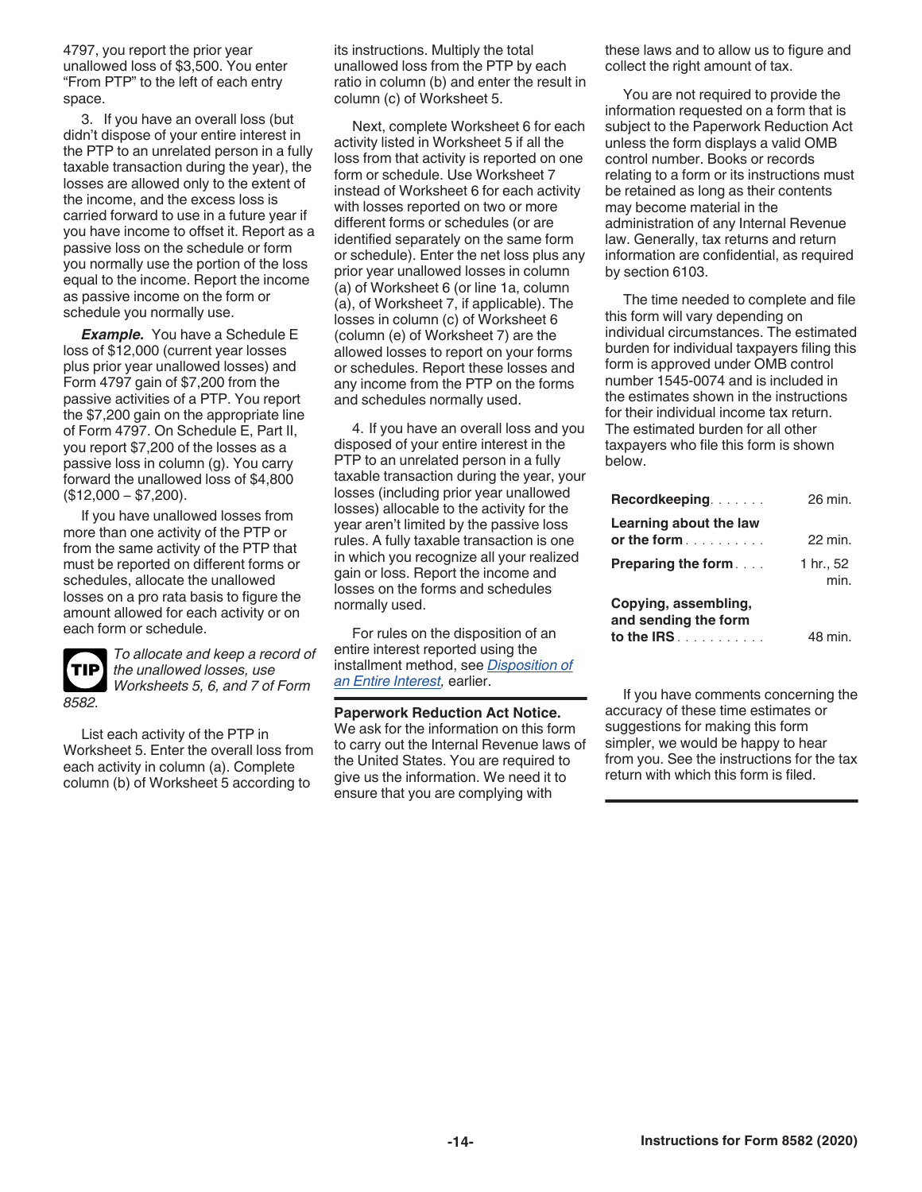4797, you report the prior year unallowed loss of $3,500. You enter “From PTP” to the left of each entry space.

3. If you have an overall loss (but didn’t dispose of your entire interest in the PTP to an unrelated person in a fully taxable transaction during the year), the losses are allowed only to the extent of the income, and the excess loss is carried forward to use in a future year if you have income to offset it. Report as a passive loss on the schedule or form you normally use the portion of the loss equal to the income. Report the income as passive income on the form or schedule you normally use.

***Example.*** You have a Schedule E loss of $12,000 (current year losses plus prior year unallowed losses) and Form 4797 gain of $7,200 from the passive activities of a PTP. You report the $7,200 gain on the appropriate line of Form 4797. On Schedule E, Part II, you report $7,200 of the losses as a passive loss in column (g). You carry forward the unallowed loss of $4,800 ($12,000 – $7,200).

If you have unallowed losses from more than one activity of the PTP or from the same activity of the PTP that must be reported on different forms or schedules, allocate the unallowed losses on a pro rata basis to figure the amount allowed for each activity or on each form or schedule.

**TIP** *To allocate and keep a record of the unallowed losses, use Worksheets 5, 6, and 7 of Form 8582.*

List each activity of the PTP in Worksheet 5. Enter the overall loss from each activity in column (a). Complete column (b) of Worksheet 5 according to its instructions. Multiply the total unallowed loss from the PTP by each ratio in column (b) and enter the result in column (c) of Worksheet 5.

Next, complete Worksheet 6 for each activity listed in Worksheet 5 if all the loss from that activity is reported on one form or schedule. Use Worksheet 7 instead of Worksheet 6 for each activity with losses reported on two or more different forms or schedules (or are identified separately on the same form or schedule). Enter the net loss plus any prior year unallowed losses in column (a) of Worksheet 6 (or line 1a, column (a), of Worksheet 7, if applicable). The losses in column (c) of Worksheet 6 (column (e) of Worksheet 7) are the allowed losses to report on your forms or schedules. Report these losses and any income from the PTP on the forms and schedules normally used.

4. If you have an overall loss and you disposed of your entire interest in the PTP to an unrelated person in a fully taxable transaction during the year, your losses (including prior year unallowed losses) allocable to the activity for the year aren’t limited by the passive loss rules. A fully taxable transaction is one in which you recognize all your realized gain or loss. Report the income and losses on the forms and schedules normally used.

For rules on the disposition of an entire interest reported using the installment method, see *Disposition of an Entire Interest*, earlier.

**Paperwork Reduction Act Notice.** We ask for the information on this form to carry out the Internal Revenue laws of the United States. You are required to give us the information. We need it to ensure that you are complying with these laws and to allow us to figure and collect the right amount of tax.

You are not required to provide the information requested on a form that is subject to the Paperwork Reduction Act unless the form displays a valid OMB control number. Books or records relating to a form or its instructions must be retained as long as their contents may become material in the administration of any Internal Revenue law. Generally, tax returns and return information are confidential, as required by section 6103.

The time needed to complete and file this form will vary depending on individual circumstances. The estimated burden for individual taxpayers filing this form is approved under OMB control number 1545-0074 and is included in the estimates shown in the instructions for their individual income tax return. The estimated burden for all other taxpayers who file this form is shown below.

| | |
|---|---|
| **Recordkeeping** | 26 min. |
| **Learning about the law or the form** | 22 min. |
| **Preparing the form** | 1 hr., 52 min. |
| **Copying, assembling, and sending the form to the IRS** | 48 min. |

If you have comments concerning the accuracy of these time estimates or suggestions for making this form simpler, we would be happy to hear from you. See the instructions for the tax return with which this form is filed.